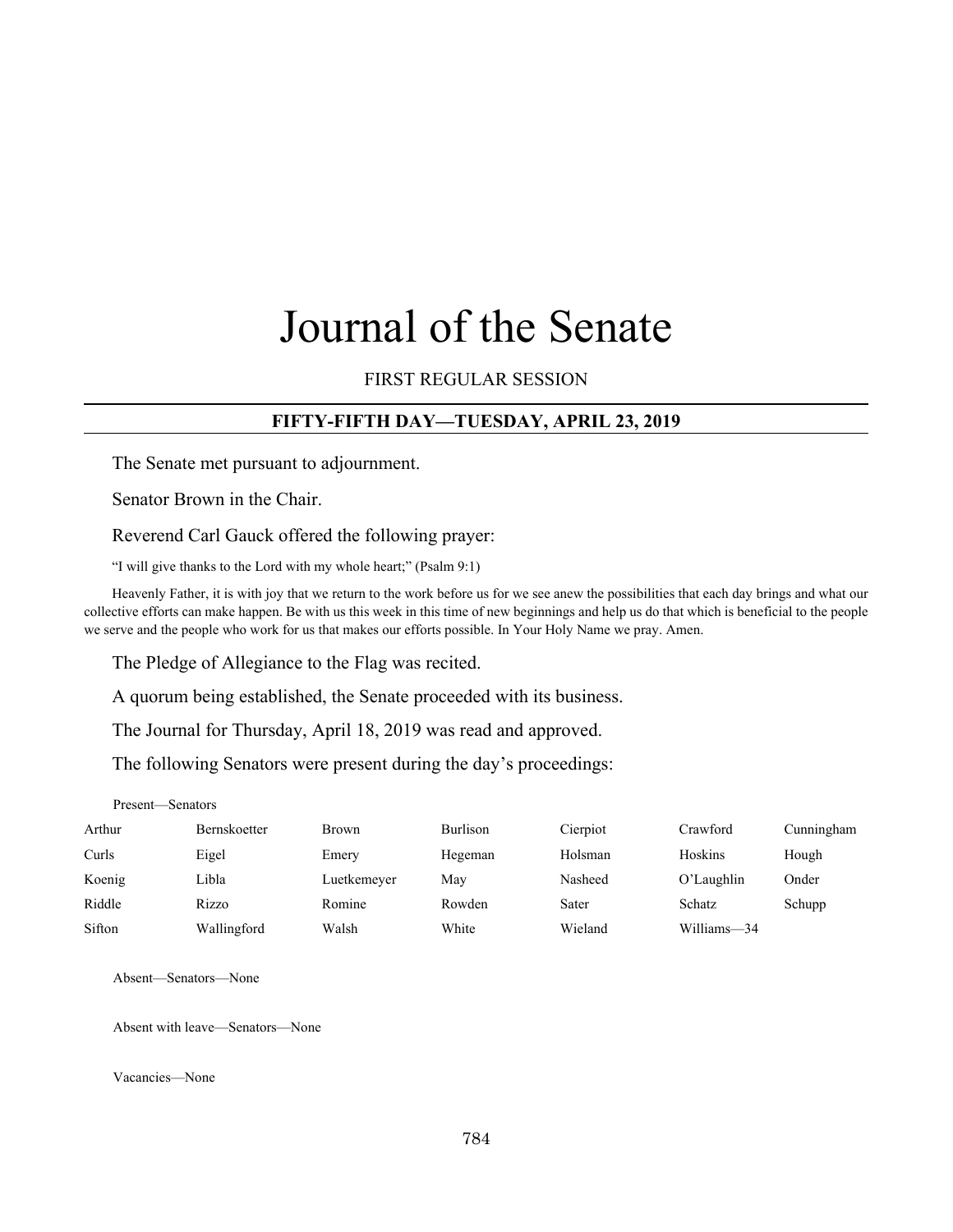# Journal of the Senate

FIRST REGULAR SESSION

## FIFTY-FIFTH DAY—TUESDAY, APRIL 23, 2019

The Senate met pursuant to adjournment.

Senator Brown in the Chair.

Reverend Carl Gauck offered the following prayer:

"I will give thanks to the Lord with my whole heart;" (Psalm 9:1)

Heavenly Father, it is with joy that we return to the work before us for we see anew the possibilities that each day brings and what our collective efforts can make happen. Be with us this week in this time of new beginnings and help us do that which is beneficial to the people we serve and the people who work for us that makes our efforts possible. In Your Holy Name we pray. Amen.

The Pledge of Allegiance to the Flag was recited.

A quorum being established, the Senate proceeded with its business.

The Journal for Thursday, April 18, 2019 was read and approved.

The following Senators were present during the day's proceedings:

Present—Senators

| | | | | | | |
|---|---|---|---|---|---|---|
| Arthur | Bernskoetter | Brown | Burlison | Cierpiot | Crawford | Cunningham |
| Curls | Eigel | Emery | Hegeman | Holsman | Hoskins | Hough |
| Koenig | Libla | Luetkemeyer | May | Nasheed | O'Laughlin | Onder |
| Riddle | Rizzo | Romine | Rowden | Sater | Schatz | Schupp |
| Sifton | Wallingford | Walsh | White | Wieland | Williams—34 | |

Absent—Senators—None

Absent with leave—Senators—None

Vacancies—None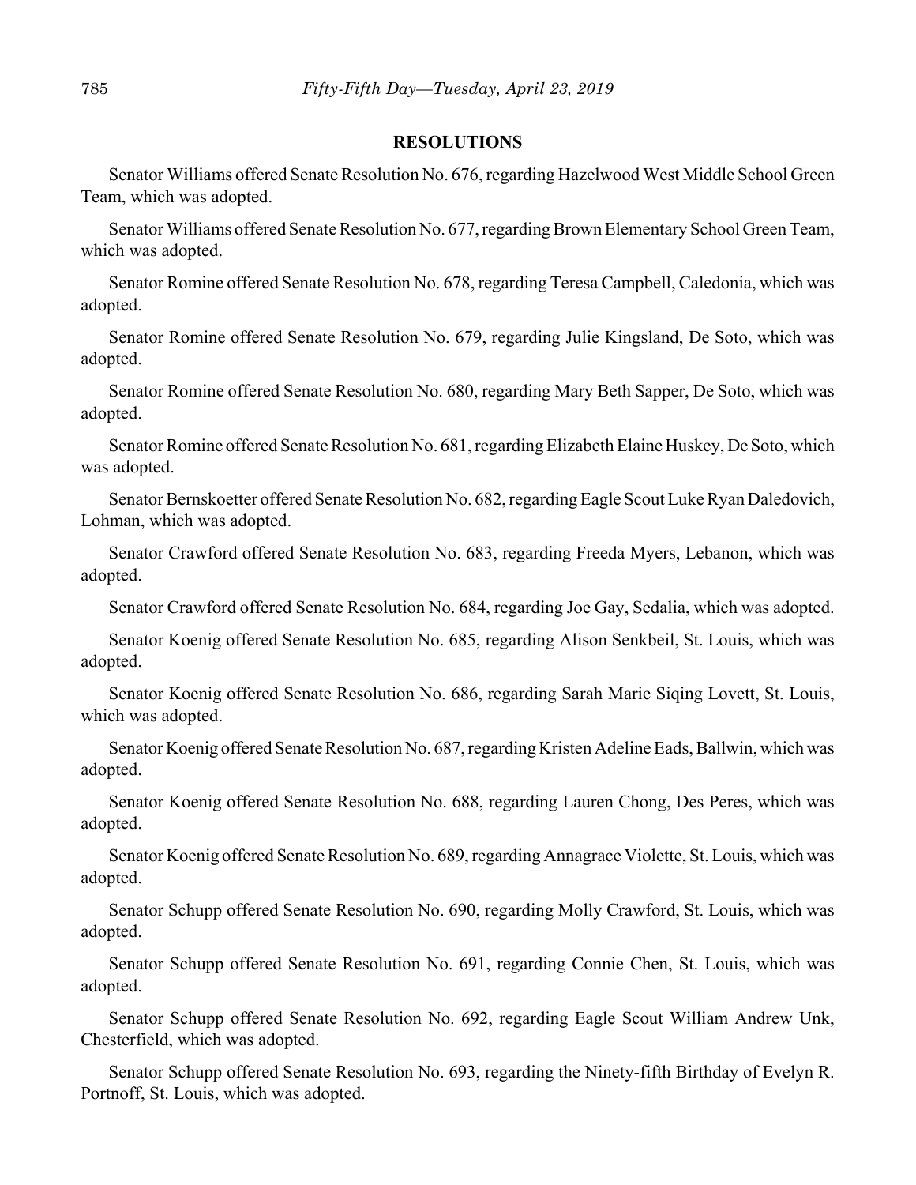## RESOLUTIONS

Senator Williams offered Senate Resolution No. 676, regarding Hazelwood West Middle School Green Team, which was adopted.

Senator Williams offered Senate Resolution No. 677, regarding Brown Elementary School Green Team, which was adopted.

Senator Romine offered Senate Resolution No. 678, regarding Teresa Campbell, Caledonia, which was adopted.

Senator Romine offered Senate Resolution No. 679, regarding Julie Kingsland, De Soto, which was adopted.

Senator Romine offered Senate Resolution No. 680, regarding Mary Beth Sapper, De Soto, which was adopted.

Senator Romine offered Senate Resolution No. 681, regarding Elizabeth Elaine Huskey, De Soto, which was adopted.

Senator Bernskoetter offered Senate Resolution No. 682, regarding Eagle Scout Luke Ryan Daledovich, Lohman, which was adopted.

Senator Crawford offered Senate Resolution No. 683, regarding Freeda Myers, Lebanon, which was adopted.

Senator Crawford offered Senate Resolution No. 684, regarding Joe Gay, Sedalia, which was adopted.

Senator Koenig offered Senate Resolution No. 685, regarding Alison Senkbeil, St. Louis, which was adopted.

Senator Koenig offered Senate Resolution No. 686, regarding Sarah Marie Siqing Lovett, St. Louis, which was adopted.

Senator Koenig offered Senate Resolution No. 687, regarding Kristen Adeline Eads, Ballwin, which was adopted.

Senator Koenig offered Senate Resolution No. 688, regarding Lauren Chong, Des Peres, which was adopted.

Senator Koenig offered Senate Resolution No. 689, regarding Annagrace Violette, St. Louis, which was adopted.

Senator Schupp offered Senate Resolution No. 690, regarding Molly Crawford, St. Louis, which was adopted.

Senator Schupp offered Senate Resolution No. 691, regarding Connie Chen, St. Louis, which was adopted.

Senator Schupp offered Senate Resolution No. 692, regarding Eagle Scout William Andrew Unk, Chesterfield, which was adopted.

Senator Schupp offered Senate Resolution No. 693, regarding the Ninety-fifth Birthday of Evelyn R. Portnoff, St. Louis, which was adopted.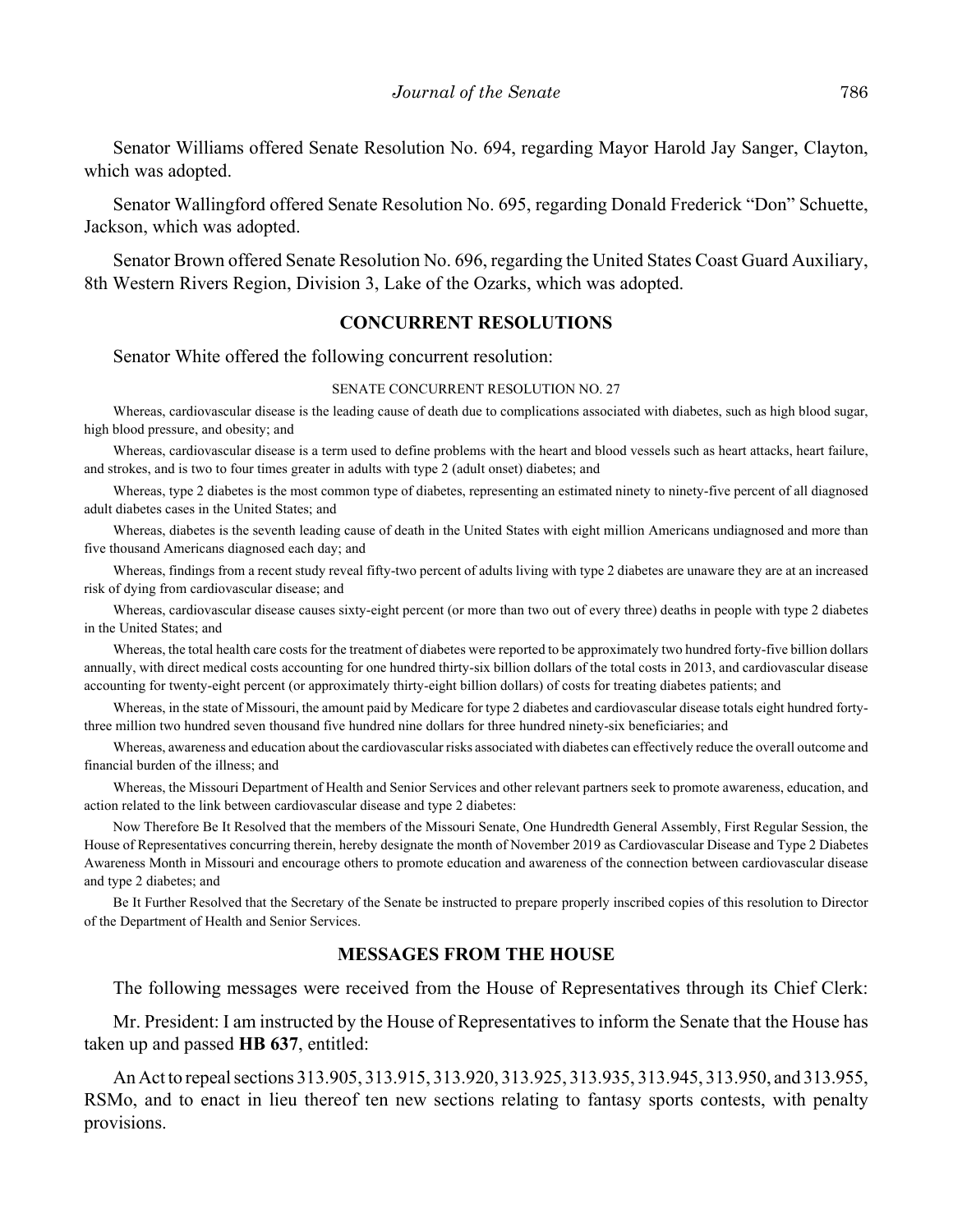Senator Williams offered Senate Resolution No. 694, regarding Mayor Harold Jay Sanger, Clayton, which was adopted.

Senator Wallingford offered Senate Resolution No. 695, regarding Donald Frederick "Don" Schuette, Jackson, which was adopted.

Senator Brown offered Senate Resolution No. 696, regarding the United States Coast Guard Auxiliary, 8th Western Rivers Region, Division 3, Lake of the Ozarks, which was adopted.

## CONCURRENT RESOLUTIONS

Senator White offered the following concurrent resolution:

SENATE CONCURRENT RESOLUTION NO. 27

Whereas, cardiovascular disease is the leading cause of death due to complications associated with diabetes, such as high blood sugar, high blood pressure, and obesity; and

Whereas, cardiovascular disease is a term used to define problems with the heart and blood vessels such as heart attacks, heart failure, and strokes, and is two to four times greater in adults with type 2 (adult onset) diabetes; and

Whereas, type 2 diabetes is the most common type of diabetes, representing an estimated ninety to ninety-five percent of all diagnosed adult diabetes cases in the United States; and

Whereas, diabetes is the seventh leading cause of death in the United States with eight million Americans undiagnosed and more than five thousand Americans diagnosed each day; and

Whereas, findings from a recent study reveal fifty-two percent of adults living with type 2 diabetes are unaware they are at an increased risk of dying from cardiovascular disease; and

Whereas, cardiovascular disease causes sixty-eight percent (or more than two out of every three) deaths in people with type 2 diabetes in the United States; and

Whereas, the total health care costs for the treatment of diabetes were reported to be approximately two hundred forty-five billion dollars annually, with direct medical costs accounting for one hundred thirty-six billion dollars of the total costs in 2013, and cardiovascular disease accounting for twenty-eight percent (or approximately thirty-eight billion dollars) of costs for treating diabetes patients; and

Whereas, in the state of Missouri, the amount paid by Medicare for type 2 diabetes and cardiovascular disease totals eight hundred forty-three million two hundred seven thousand five hundred nine dollars for three hundred ninety-six beneficiaries; and

Whereas, awareness and education about the cardiovascular risks associated with diabetes can effectively reduce the overall outcome and financial burden of the illness; and

Whereas, the Missouri Department of Health and Senior Services and other relevant partners seek to promote awareness, education, and action related to the link between cardiovascular disease and type 2 diabetes:

Now Therefore Be It Resolved that the members of the Missouri Senate, One Hundredth General Assembly, First Regular Session, the House of Representatives concurring therein, hereby designate the month of November 2019 as Cardiovascular Disease and Type 2 Diabetes Awareness Month in Missouri and encourage others to promote education and awareness of the connection between cardiovascular disease and type 2 diabetes; and

Be It Further Resolved that the Secretary of the Senate be instructed to prepare properly inscribed copies of this resolution to Director of the Department of Health and Senior Services.

## MESSAGES FROM THE HOUSE

The following messages were received from the House of Representatives through its Chief Clerk:

Mr. President: I am instructed by the House of Representatives to inform the Senate that the House has taken up and passed **HB 637**, entitled:

An Act to repeal sections 313.905, 313.915, 313.920, 313.925, 313.935, 313.945, 313.950, and 313.955, RSMo, and to enact in lieu thereof ten new sections relating to fantasy sports contests, with penalty provisions.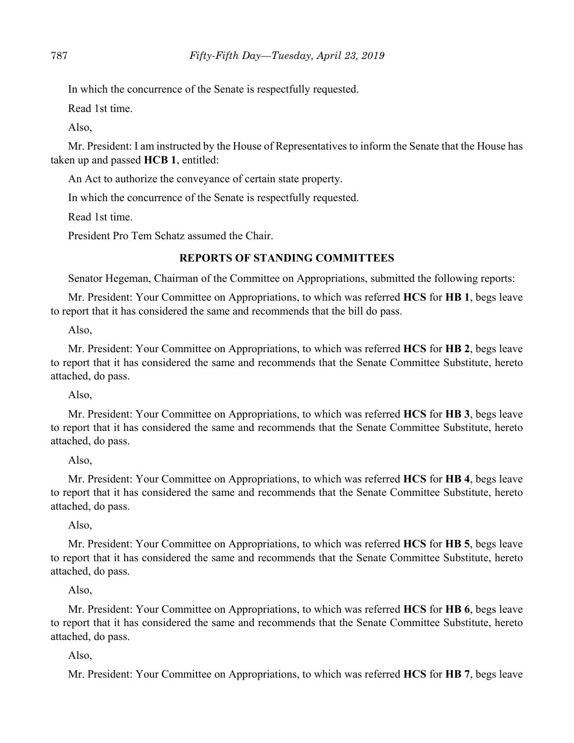In which the concurrence of the Senate is respectfully requested.

Read 1st time.

Also,

Mr. President: I am instructed by the House of Representatives to inform the Senate that the House has taken up and passed **HCB 1**, entitled:

An Act to authorize the conveyance of certain state property.

In which the concurrence of the Senate is respectfully requested.

Read 1st time.

President Pro Tem Schatz assumed the Chair.

## REPORTS OF STANDING COMMITTEES

Senator Hegeman, Chairman of the Committee on Appropriations, submitted the following reports:

Mr. President: Your Committee on Appropriations, to which was referred **HCS** for **HB 1**, begs leave to report that it has considered the same and recommends that the bill do pass.

Also,

Mr. President: Your Committee on Appropriations, to which was referred **HCS** for **HB 2**, begs leave to report that it has considered the same and recommends that the Senate Committee Substitute, hereto attached, do pass.

Also,

Mr. President: Your Committee on Appropriations, to which was referred **HCS** for **HB 3**, begs leave to report that it has considered the same and recommends that the Senate Committee Substitute, hereto attached, do pass.

Also,

Mr. President: Your Committee on Appropriations, to which was referred **HCS** for **HB 4**, begs leave to report that it has considered the same and recommends that the Senate Committee Substitute, hereto attached, do pass.

Also,

Mr. President: Your Committee on Appropriations, to which was referred **HCS** for **HB 5**, begs leave to report that it has considered the same and recommends that the Senate Committee Substitute, hereto attached, do pass.

Also,

Mr. President: Your Committee on Appropriations, to which was referred **HCS** for **HB 6**, begs leave to report that it has considered the same and recommends that the Senate Committee Substitute, hereto attached, do pass.

Also,

Mr. President: Your Committee on Appropriations, to which was referred **HCS** for **HB 7**, begs leave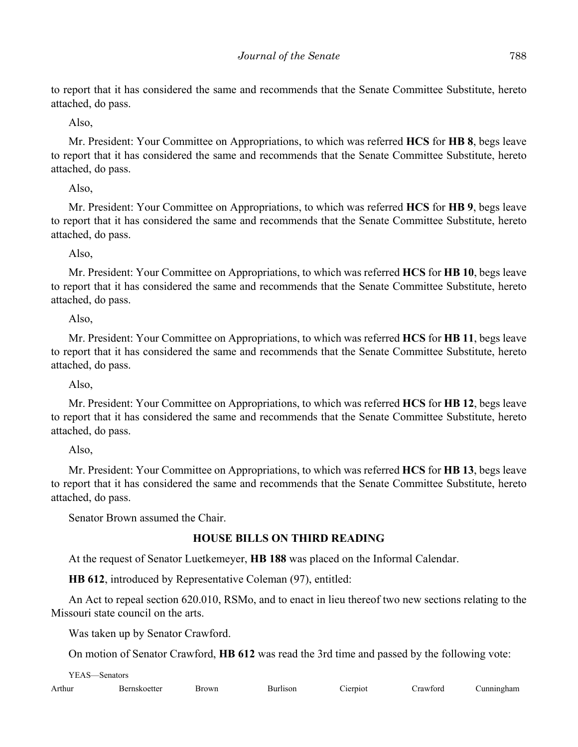to report that it has considered the same and recommends that the Senate Committee Substitute, hereto attached, do pass.

Also,

Mr. President: Your Committee on Appropriations, to which was referred **HCS** for **HB 8**, begs leave to report that it has considered the same and recommends that the Senate Committee Substitute, hereto attached, do pass.

Also,

Mr. President: Your Committee on Appropriations, to which was referred **HCS** for **HB 9**, begs leave to report that it has considered the same and recommends that the Senate Committee Substitute, hereto attached, do pass.

Also,

Mr. President: Your Committee on Appropriations, to which was referred **HCS** for **HB 10**, begs leave to report that it has considered the same and recommends that the Senate Committee Substitute, hereto attached, do pass.

Also,

Mr. President: Your Committee on Appropriations, to which was referred **HCS** for **HB 11**, begs leave to report that it has considered the same and recommends that the Senate Committee Substitute, hereto attached, do pass.

Also,

Mr. President: Your Committee on Appropriations, to which was referred **HCS** for **HB 12**, begs leave to report that it has considered the same and recommends that the Senate Committee Substitute, hereto attached, do pass.

Also,

Mr. President: Your Committee on Appropriations, to which was referred **HCS** for **HB 13**, begs leave to report that it has considered the same and recommends that the Senate Committee Substitute, hereto attached, do pass.

Senator Brown assumed the Chair.

## HOUSE BILLS ON THIRD READING

At the request of Senator Luetkemeyer, **HB 188** was placed on the Informal Calendar.

**HB 612**, introduced by Representative Coleman (97), entitled:

An Act to repeal section 620.010, RSMo, and to enact in lieu thereof two new sections relating to the Missouri state council on the arts.

Was taken up by Senator Crawford.

On motion of Senator Crawford, **HB 612** was read the 3rd time and passed by the following vote:

YEAS—Senators

Arthur Bernskoetter Brown Burlison Cierpiot Crawford Cunningham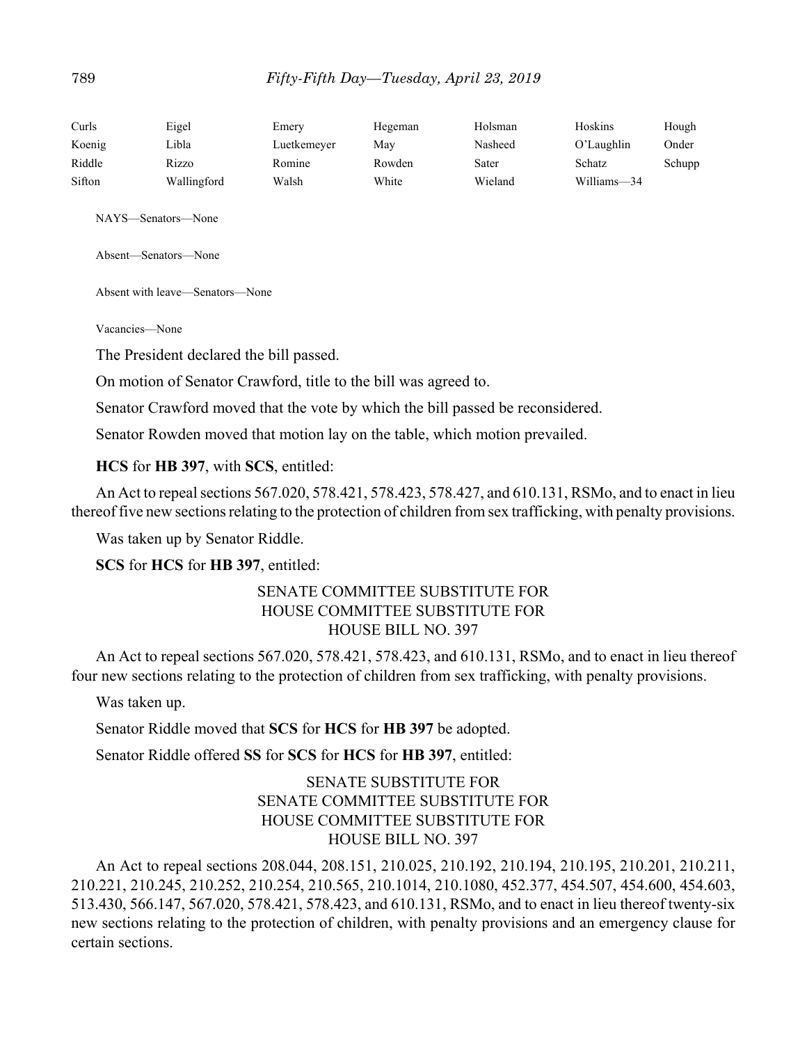| Curls | Eigel | Emery | Hegeman | Holsman | Hoskins | Hough |
|---|---|---|---|---|---|---|
| Koenig | Libla | Luetkemeyer | May | Nasheed | O'Laughlin | Onder |
| Riddle | Rizzo | Romine | Rowden | Sater | Schatz | Schupp |
| Sifton | Wallingford | Walsh | White | Wieland | Williams—34 | |

NAYS—Senators—None

Absent—Senators—None

Absent with leave—Senators—None

Vacancies—None

The President declared the bill passed.

On motion of Senator Crawford, title to the bill was agreed to.

Senator Crawford moved that the vote by which the bill passed be reconsidered.

Senator Rowden moved that motion lay on the table, which motion prevailed.

**HCS** for **HB 397**, with **SCS**, entitled:

An Act to repeal sections 567.020, 578.421, 578.423, 578.427, and 610.131, RSMo, and to enact in lieu thereof five new sections relating to the protection of children from sex trafficking, with penalty provisions.

Was taken up by Senator Riddle.

**SCS** for **HCS** for **HB 397**, entitled:

SENATE COMMITTEE SUBSTITUTE FOR
HOUSE COMMITTEE SUBSTITUTE FOR
HOUSE BILL NO. 397

An Act to repeal sections 567.020, 578.421, 578.423, and 610.131, RSMo, and to enact in lieu thereof four new sections relating to the protection of children from sex trafficking, with penalty provisions.

Was taken up.

Senator Riddle moved that **SCS** for **HCS** for **HB 397** be adopted.

Senator Riddle offered **SS** for **SCS** for **HCS** for **HB 397**, entitled:

SENATE SUBSTITUTE FOR
SENATE COMMITTEE SUBSTITUTE FOR
HOUSE COMMITTEE SUBSTITUTE FOR
HOUSE BILL NO. 397

An Act to repeal sections 208.044, 208.151, 210.025, 210.192, 210.194, 210.195, 210.201, 210.211, 210.221, 210.245, 210.252, 210.254, 210.565, 210.1014, 210.1080, 452.377, 454.507, 454.600, 454.603, 513.430, 566.147, 567.020, 578.421, 578.423, and 610.131, RSMo, and to enact in lieu thereof twenty-six new sections relating to the protection of children, with penalty provisions and an emergency clause for certain sections.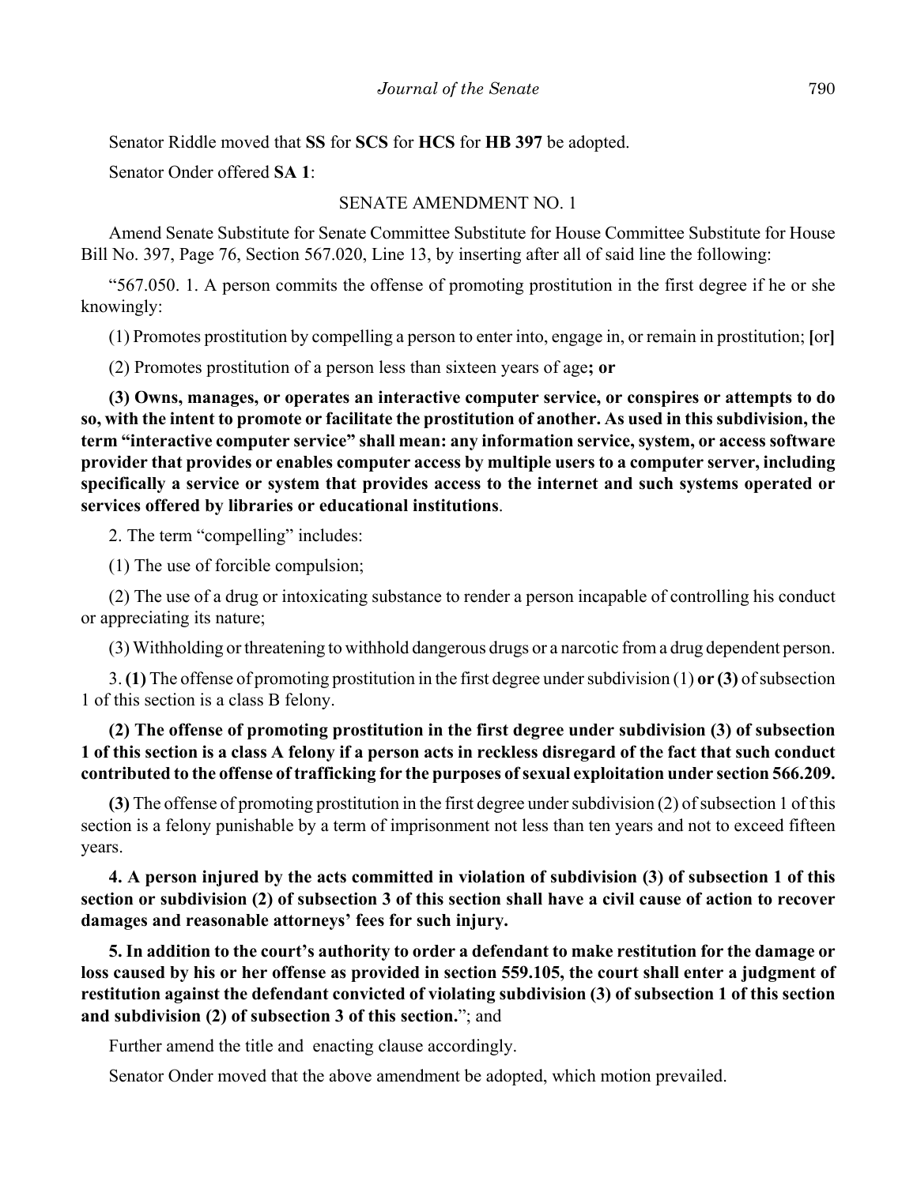Senator Riddle moved that **SS** for **SCS** for **HCS** for **HB 397** be adopted.

Senator Onder offered **SA 1**:

SENATE AMENDMENT NO. 1

Amend Senate Substitute for Senate Committee Substitute for House Committee Substitute for House Bill No. 397, Page 76, Section 567.020, Line 13, by inserting after all of said line the following:

"567.050. 1. A person commits the offense of promoting prostitution in the first degree if he or she knowingly:

(1) Promotes prostitution by compelling a person to enter into, engage in, or remain in prostitution; **[**or**]**

(2) Promotes prostitution of a person less than sixteen years of age**; or**

**(3) Owns, manages, or operates an interactive computer service, or conspires or attempts to do so, with the intent to promote or facilitate the prostitution of another. As used in this subdivision, the term "interactive computer service" shall mean: any information service, system, or access software provider that provides or enables computer access by multiple users to a computer server, including specifically a service or system that provides access to the internet and such systems operated or services offered by libraries or educational institutions**.

2. The term "compelling" includes:

(1) The use of forcible compulsion;

(2) The use of a drug or intoxicating substance to render a person incapable of controlling his conduct or appreciating its nature;

(3) Withholding or threatening to withhold dangerous drugs or a narcotic from a drug dependent person.

3. **(1)** The offense of promoting prostitution in the first degree under subdivision (1) **or (3)** of subsection 1 of this section is a class B felony.

**(2) The offense of promoting prostitution in the first degree under subdivision (3) of subsection 1 of this section is a class A felony if a person acts in reckless disregard of the fact that such conduct contributed to the offense of trafficking for the purposes of sexual exploitation under section 566.209.**

**(3)** The offense of promoting prostitution in the first degree under subdivision (2) of subsection 1 of this section is a felony punishable by a term of imprisonment not less than ten years and not to exceed fifteen years.

**4. A person injured by the acts committed in violation of subdivision (3) of subsection 1 of this section or subdivision (2) of subsection 3 of this section shall have a civil cause of action to recover damages and reasonable attorneys' fees for such injury.**

**5. In addition to the court's authority to order a defendant to make restitution for the damage or loss caused by his or her offense as provided in section 559.105, the court shall enter a judgment of restitution against the defendant convicted of violating subdivision (3) of subsection 1 of this section and subdivision (2) of subsection 3 of this section.**"; and

Further amend the title and enacting clause accordingly.

Senator Onder moved that the above amendment be adopted, which motion prevailed.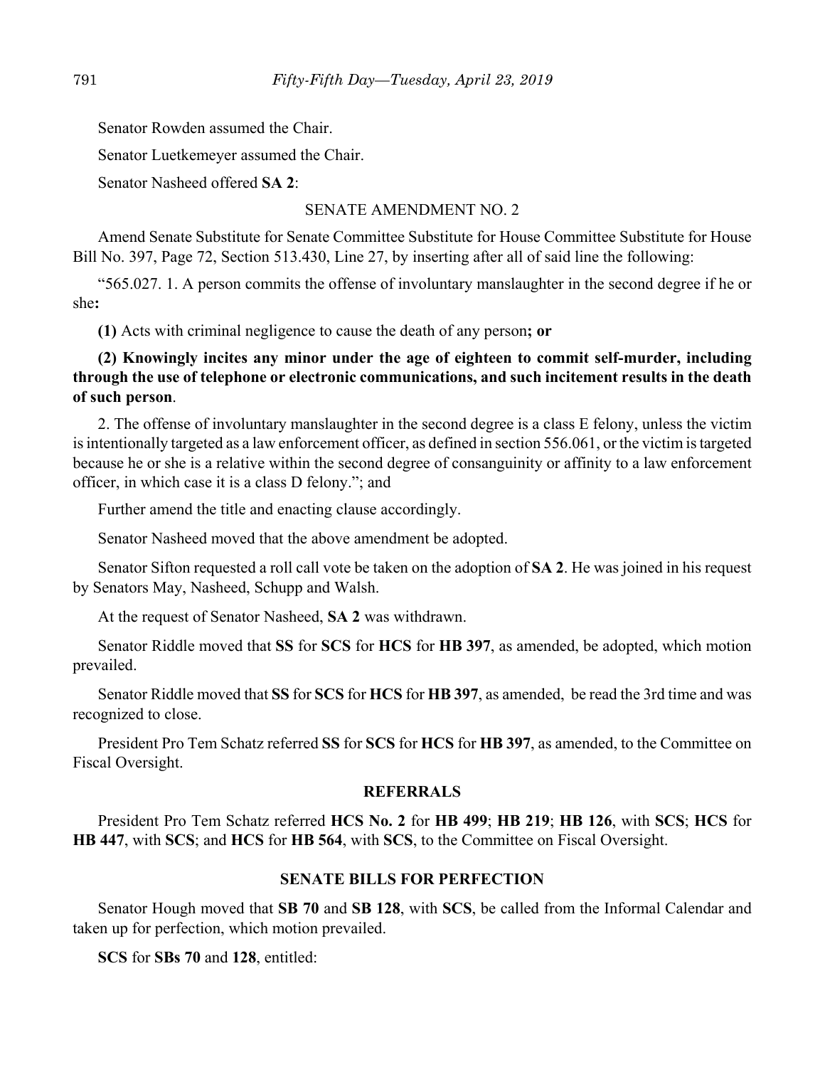Senator Rowden assumed the Chair.

Senator Luetkemeyer assumed the Chair.

Senator Nasheed offered **SA 2**:

SENATE AMENDMENT NO. 2

Amend Senate Substitute for Senate Committee Substitute for House Committee Substitute for House Bill No. 397, Page 72, Section 513.430, Line 27, by inserting after all of said line the following:

"565.027. 1. A person commits the offense of involuntary manslaughter in the second degree if he or she**:**

**(1)** Acts with criminal negligence to cause the death of any person**; or**

**(2) Knowingly incites any minor under the age of eighteen to commit self-murder, including through the use of telephone or electronic communications, and such incitement results in the death of such person**.

2. The offense of involuntary manslaughter in the second degree is a class E felony, unless the victim is intentionally targeted as a law enforcement officer, as defined in section 556.061, or the victim is targeted because he or she is a relative within the second degree of consanguinity or affinity to a law enforcement officer, in which case it is a class D felony."; and

Further amend the title and enacting clause accordingly.

Senator Nasheed moved that the above amendment be adopted.

Senator Sifton requested a roll call vote be taken on the adoption of **SA 2**. He was joined in his request by Senators May, Nasheed, Schupp and Walsh.

At the request of Senator Nasheed, **SA 2** was withdrawn.

Senator Riddle moved that **SS** for **SCS** for **HCS** for **HB 397**, as amended, be adopted, which motion prevailed.

Senator Riddle moved that **SS** for **SCS** for **HCS** for **HB 397**, as amended, be read the 3rd time and was recognized to close.

President Pro Tem Schatz referred **SS** for **SCS** for **HCS** for **HB 397**, as amended, to the Committee on Fiscal Oversight.

## REFERRALS

President Pro Tem Schatz referred **HCS No. 2** for **HB 499**; **HB 219**; **HB 126**, with **SCS**; **HCS** for **HB 447**, with **SCS**; and **HCS** for **HB 564**, with **SCS**, to the Committee on Fiscal Oversight.

## SENATE BILLS FOR PERFECTION

Senator Hough moved that **SB 70** and **SB 128**, with **SCS**, be called from the Informal Calendar and taken up for perfection, which motion prevailed.

**SCS** for **SBs 70** and **128**, entitled: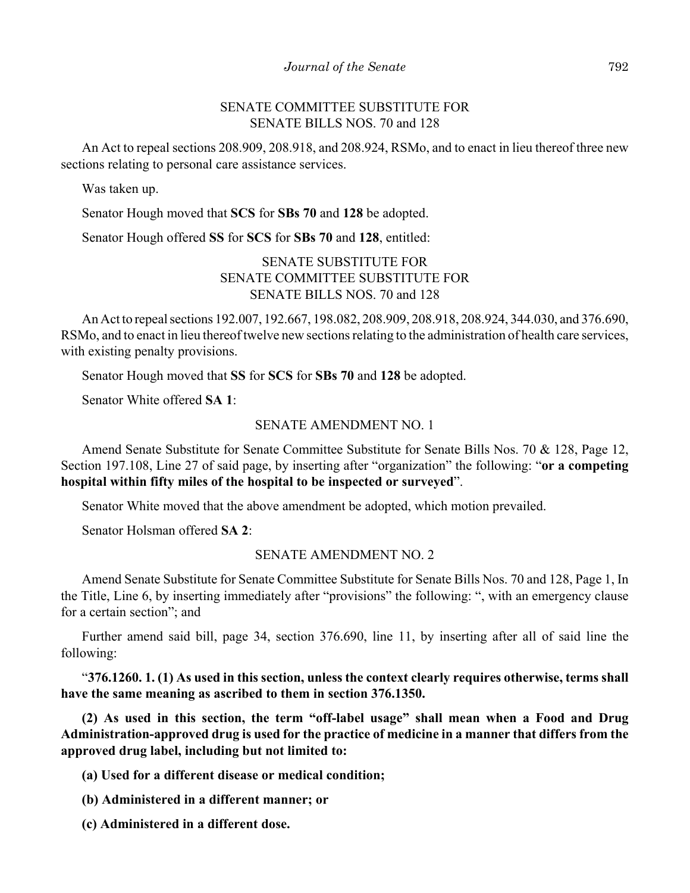SENATE COMMITTEE SUBSTITUTE FOR
SENATE BILLS NOS. 70 and 128

An Act to repeal sections 208.909, 208.918, and 208.924, RSMo, and to enact in lieu thereof three new sections relating to personal care assistance services.

Was taken up.

Senator Hough moved that **SCS** for **SBs 70** and **128** be adopted.

Senator Hough offered **SS** for **SCS** for **SBs 70** and **128**, entitled:

SENATE SUBSTITUTE FOR
SENATE COMMITTEE SUBSTITUTE FOR
SENATE BILLS NOS. 70 and 128

An Act to repeal sections 192.007, 192.667, 198.082, 208.909, 208.918, 208.924, 344.030, and 376.690, RSMo, and to enact in lieu thereof twelve new sections relating to the administration of health care services, with existing penalty provisions.

Senator Hough moved that **SS** for **SCS** for **SBs 70** and **128** be adopted.

Senator White offered **SA 1**:

SENATE AMENDMENT NO. 1

Amend Senate Substitute for Senate Committee Substitute for Senate Bills Nos. 70 & 128, Page 12, Section 197.108, Line 27 of said page, by inserting after "organization" the following: "**or a competing hospital within fifty miles of the hospital to be inspected or surveyed**".

Senator White moved that the above amendment be adopted, which motion prevailed.

Senator Holsman offered **SA 2**:

SENATE AMENDMENT NO. 2

Amend Senate Substitute for Senate Committee Substitute for Senate Bills Nos. 70 and 128, Page 1, In the Title, Line 6, by inserting immediately after "provisions" the following: ", with an emergency clause for a certain section"; and

Further amend said bill, page 34, section 376.690, line 11, by inserting after all of said line the following:

"**376.1260. 1. (1) As used in this section, unless the context clearly requires otherwise, terms shall have the same meaning as ascribed to them in section 376.1350.**

**(2) As used in this section, the term "off-label usage" shall mean when a Food and Drug Administration-approved drug is used for the practice of medicine in a manner that differs from the approved drug label, including but not limited to:**

**(a) Used for a different disease or medical condition;**

**(b) Administered in a different manner; or**

**(c) Administered in a different dose.**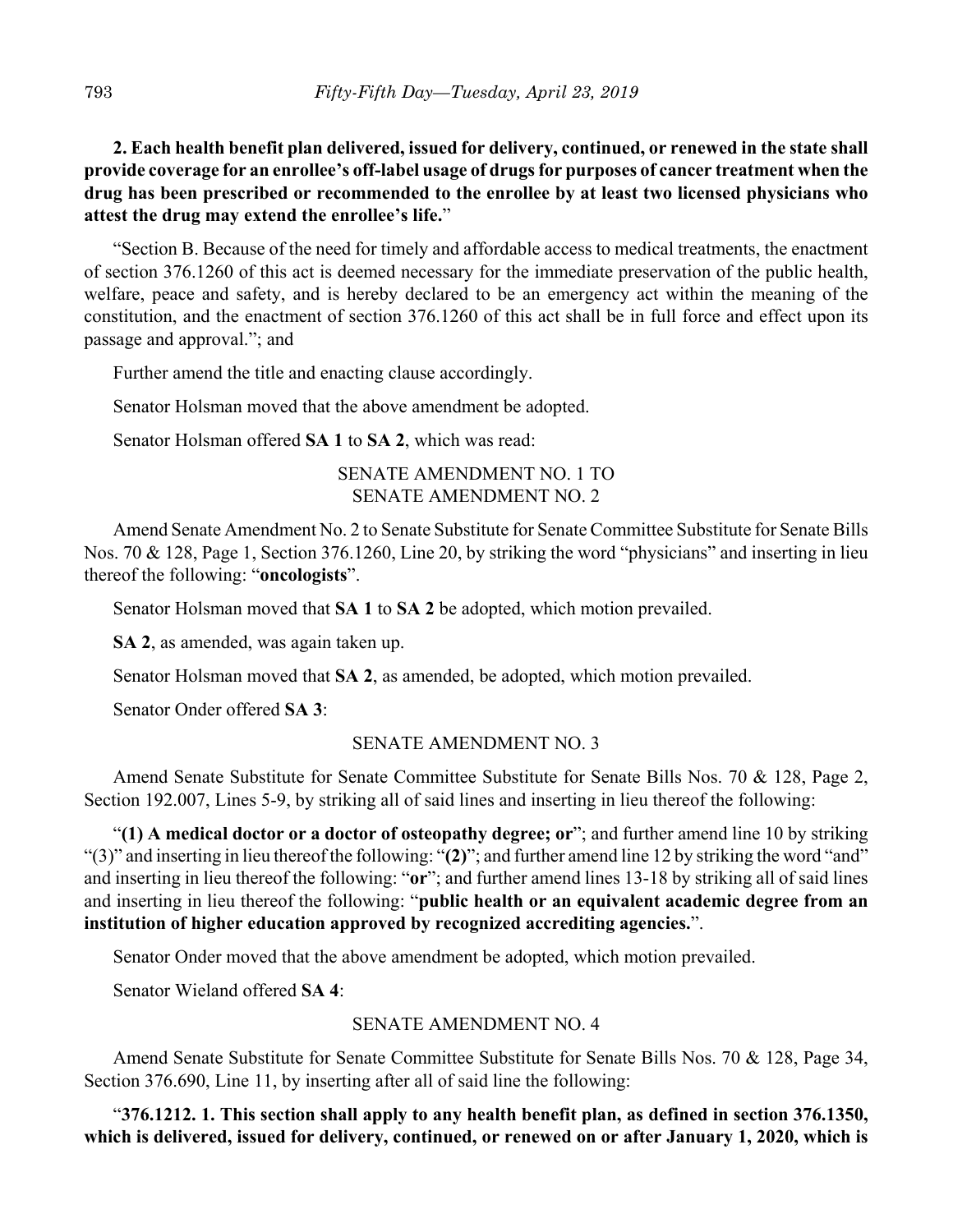**2. Each health benefit plan delivered, issued for delivery, continued, or renewed in the state shall provide coverage for an enrollee's off-label usage of drugs for purposes of cancer treatment when the drug has been prescribed or recommended to the enrollee by at least two licensed physicians who attest the drug may extend the enrollee's life.**"

"Section B. Because of the need for timely and affordable access to medical treatments, the enactment of section 376.1260 of this act is deemed necessary for the immediate preservation of the public health, welfare, peace and safety, and is hereby declared to be an emergency act within the meaning of the constitution, and the enactment of section 376.1260 of this act shall be in full force and effect upon its passage and approval."; and

Further amend the title and enacting clause accordingly.

Senator Holsman moved that the above amendment be adopted.

Senator Holsman offered **SA 1** to **SA 2**, which was read:

SENATE AMENDMENT NO. 1 TO
SENATE AMENDMENT NO. 2

Amend Senate Amendment No. 2 to Senate Substitute for Senate Committee Substitute for Senate Bills Nos. 70 & 128, Page 1, Section 376.1260, Line 20, by striking the word "physicians" and inserting in lieu thereof the following: "**oncologists**".

Senator Holsman moved that **SA 1** to **SA 2** be adopted, which motion prevailed.

**SA 2**, as amended, was again taken up.

Senator Holsman moved that **SA 2**, as amended, be adopted, which motion prevailed.

Senator Onder offered **SA 3**:

SENATE AMENDMENT NO. 3

Amend Senate Substitute for Senate Committee Substitute for Senate Bills Nos. 70 & 128, Page 2, Section 192.007, Lines 5-9, by striking all of said lines and inserting in lieu thereof the following:

"**(1) A medical doctor or a doctor of osteopathy degree; or**"; and further amend line 10 by striking "(3)" and inserting in lieu thereof the following: "**(2)**"; and further amend line 12 by striking the word "and" and inserting in lieu thereof the following: "**or**"; and further amend lines 13-18 by striking all of said lines and inserting in lieu thereof the following: "**public health or an equivalent academic degree from an institution of higher education approved by recognized accrediting agencies.**".

Senator Onder moved that the above amendment be adopted, which motion prevailed.

Senator Wieland offered **SA 4**:

SENATE AMENDMENT NO. 4

Amend Senate Substitute for Senate Committee Substitute for Senate Bills Nos. 70 & 128, Page 34, Section 376.690, Line 11, by inserting after all of said line the following:

"**376.1212. 1. This section shall apply to any health benefit plan, as defined in section 376.1350, which is delivered, issued for delivery, continued, or renewed on or after January 1, 2020, which is**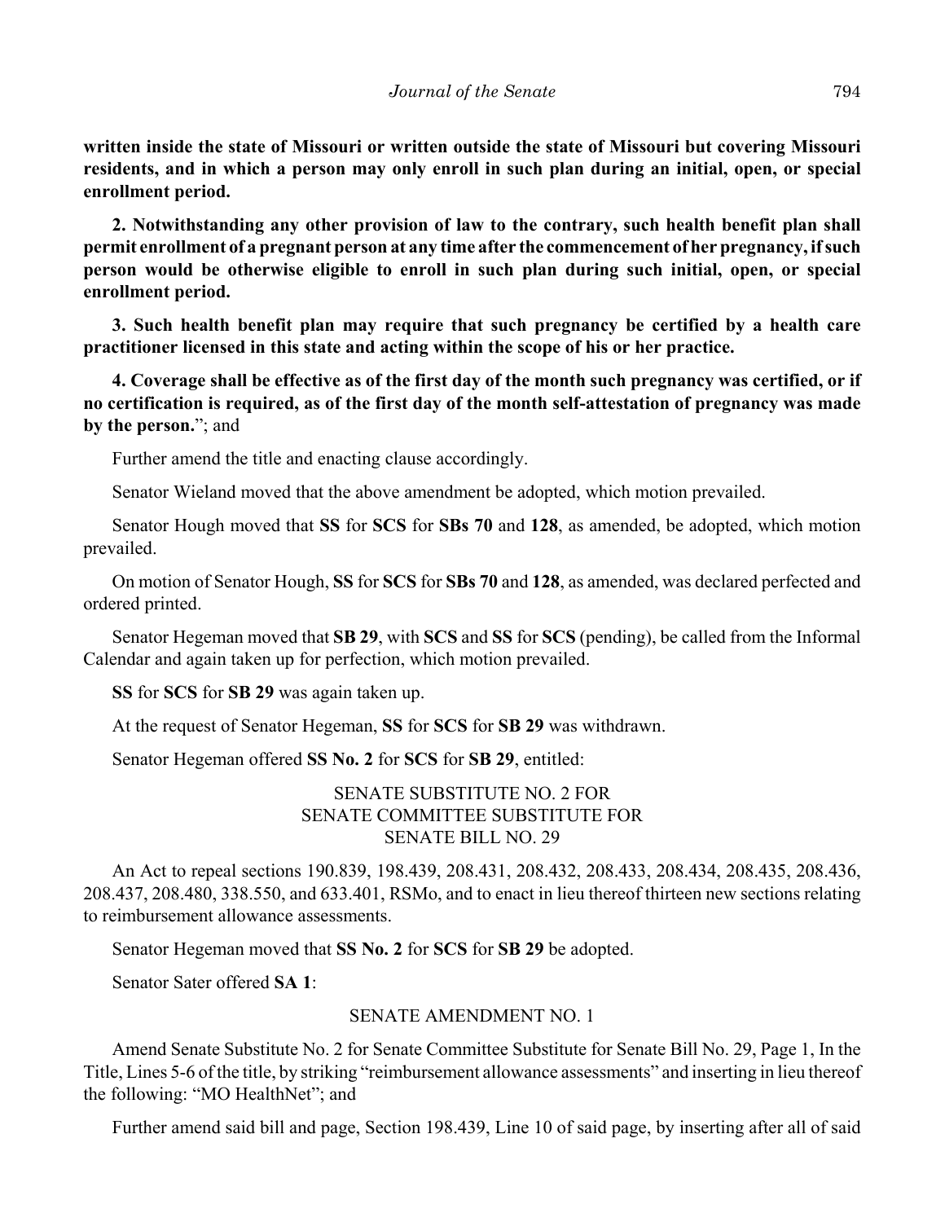**written inside the state of Missouri or written outside the state of Missouri but covering Missouri residents, and in which a person may only enroll in such plan during an initial, open, or special enrollment period.**

**2. Notwithstanding any other provision of law to the contrary, such health benefit plan shall permit enrollment of a pregnant person at any time after the commencement of her pregnancy, if such person would be otherwise eligible to enroll in such plan during such initial, open, or special enrollment period.**

**3. Such health benefit plan may require that such pregnancy be certified by a health care practitioner licensed in this state and acting within the scope of his or her practice.**

**4. Coverage shall be effective as of the first day of the month such pregnancy was certified, or if no certification is required, as of the first day of the month self-attestation of pregnancy was made by the person.**"; and

Further amend the title and enacting clause accordingly.

Senator Wieland moved that the above amendment be adopted, which motion prevailed.

Senator Hough moved that **SS** for **SCS** for **SBs 70** and **128**, as amended, be adopted, which motion prevailed.

On motion of Senator Hough, **SS** for **SCS** for **SBs 70** and **128**, as amended, was declared perfected and ordered printed.

Senator Hegeman moved that **SB 29**, with **SCS** and **SS** for **SCS** (pending), be called from the Informal Calendar and again taken up for perfection, which motion prevailed.

**SS** for **SCS** for **SB 29** was again taken up.

At the request of Senator Hegeman, **SS** for **SCS** for **SB 29** was withdrawn.

Senator Hegeman offered **SS No. 2** for **SCS** for **SB 29**, entitled:

SENATE SUBSTITUTE NO. 2 FOR
SENATE COMMITTEE SUBSTITUTE FOR
SENATE BILL NO. 29

An Act to repeal sections 190.839, 198.439, 208.431, 208.432, 208.433, 208.434, 208.435, 208.436, 208.437, 208.480, 338.550, and 633.401, RSMo, and to enact in lieu thereof thirteen new sections relating to reimbursement allowance assessments.

Senator Hegeman moved that **SS No. 2** for **SCS** for **SB 29** be adopted.

Senator Sater offered **SA 1**:

SENATE AMENDMENT NO. 1

Amend Senate Substitute No. 2 for Senate Committee Substitute for Senate Bill No. 29, Page 1, In the Title, Lines 5-6 of the title, by striking "reimbursement allowance assessments" and inserting in lieu thereof the following: "MO HealthNet"; and

Further amend said bill and page, Section 198.439, Line 10 of said page, by inserting after all of said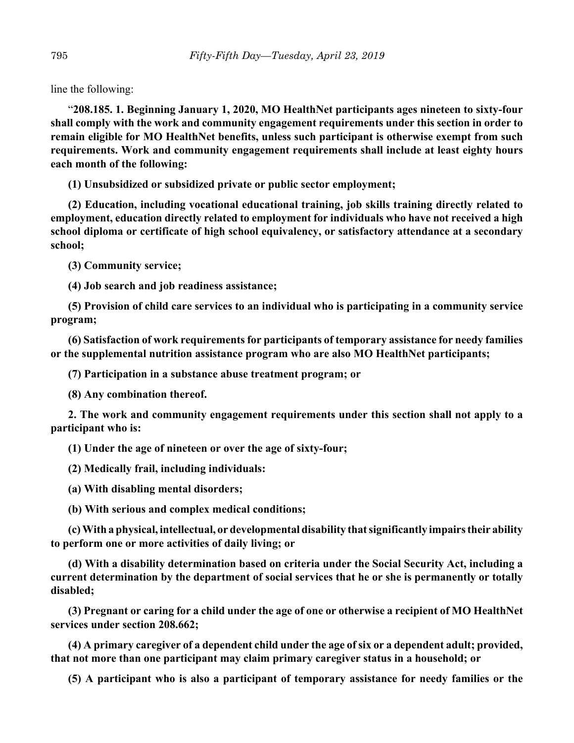line the following:

"**208.185. 1. Beginning January 1, 2020, MO HealthNet participants ages nineteen to sixty-four shall comply with the work and community engagement requirements under this section in order to remain eligible for MO HealthNet benefits, unless such participant is otherwise exempt from such requirements. Work and community engagement requirements shall include at least eighty hours each month of the following:**

**(1) Unsubsidized or subsidized private or public sector employment;**

**(2) Education, including vocational educational training, job skills training directly related to employment, education directly related to employment for individuals who have not received a high school diploma or certificate of high school equivalency, or satisfactory attendance at a secondary school;**

**(3) Community service;**

**(4) Job search and job readiness assistance;**

**(5) Provision of child care services to an individual who is participating in a community service program;**

**(6) Satisfaction of work requirements for participants of temporary assistance for needy families or the supplemental nutrition assistance program who are also MO HealthNet participants;**

**(7) Participation in a substance abuse treatment program; or**

**(8) Any combination thereof.**

**2. The work and community engagement requirements under this section shall not apply to a participant who is:**

**(1) Under the age of nineteen or over the age of sixty-four;**

**(2) Medically frail, including individuals:**

**(a) With disabling mental disorders;**

**(b) With serious and complex medical conditions;**

**(c) With a physical, intellectual, or developmental disability that significantly impairs their ability to perform one or more activities of daily living; or**

**(d) With a disability determination based on criteria under the Social Security Act, including a current determination by the department of social services that he or she is permanently or totally disabled;**

**(3) Pregnant or caring for a child under the age of one or otherwise a recipient of MO HealthNet services under section 208.662;**

**(4) A primary caregiver of a dependent child under the age of six or a dependent adult; provided, that not more than one participant may claim primary caregiver status in a household; or**

**(5) A participant who is also a participant of temporary assistance for needy families or the**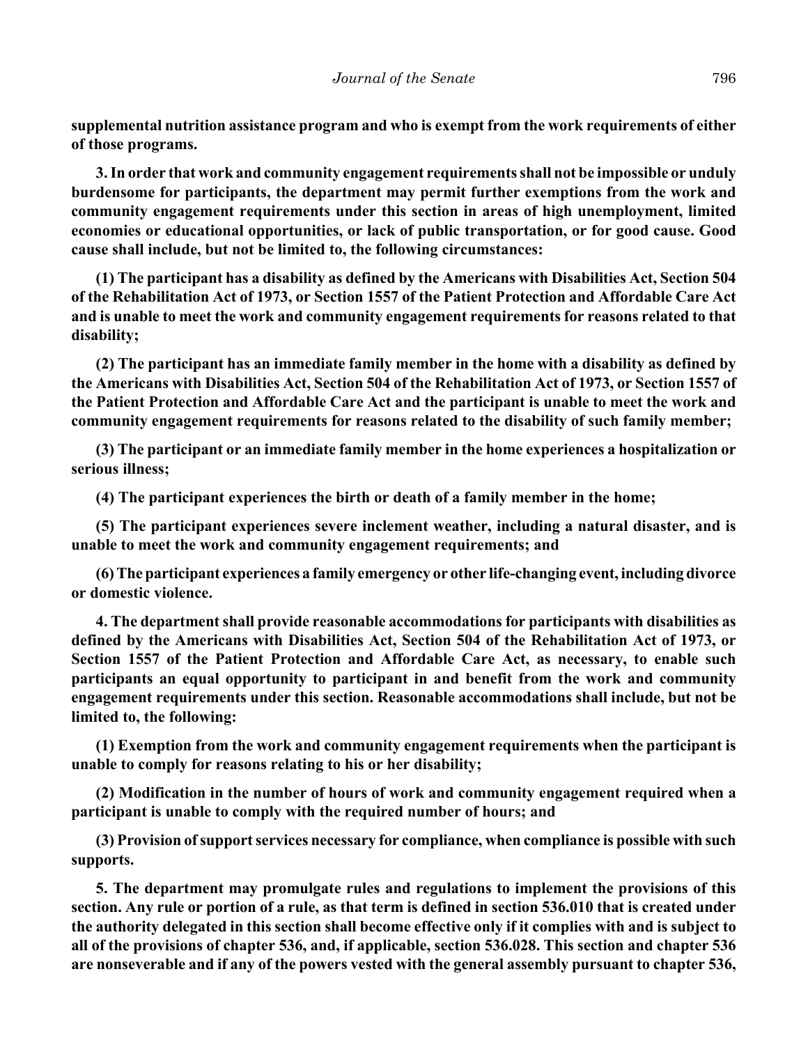**supplemental nutrition assistance program and who is exempt from the work requirements of either of those programs.**

**3. In order that work and community engagement requirements shall not be impossible or unduly burdensome for participants, the department may permit further exemptions from the work and community engagement requirements under this section in areas of high unemployment, limited economies or educational opportunities, or lack of public transportation, or for good cause. Good cause shall include, but not be limited to, the following circumstances:**

**(1) The participant has a disability as defined by the Americans with Disabilities Act, Section 504 of the Rehabilitation Act of 1973, or Section 1557 of the Patient Protection and Affordable Care Act and is unable to meet the work and community engagement requirements for reasons related to that disability;**

**(2) The participant has an immediate family member in the home with a disability as defined by the Americans with Disabilities Act, Section 504 of the Rehabilitation Act of 1973, or Section 1557 of the Patient Protection and Affordable Care Act and the participant is unable to meet the work and community engagement requirements for reasons related to the disability of such family member;**

**(3) The participant or an immediate family member in the home experiences a hospitalization or serious illness;**

**(4) The participant experiences the birth or death of a family member in the home;**

**(5) The participant experiences severe inclement weather, including a natural disaster, and is unable to meet the work and community engagement requirements; and**

**(6) The participant experiences a family emergency or other life-changing event, including divorce or domestic violence.**

**4. The department shall provide reasonable accommodations for participants with disabilities as defined by the Americans with Disabilities Act, Section 504 of the Rehabilitation Act of 1973, or Section 1557 of the Patient Protection and Affordable Care Act, as necessary, to enable such participants an equal opportunity to participant in and benefit from the work and community engagement requirements under this section. Reasonable accommodations shall include, but not be limited to, the following:**

**(1) Exemption from the work and community engagement requirements when the participant is unable to comply for reasons relating to his or her disability;**

**(2) Modification in the number of hours of work and community engagement required when a participant is unable to comply with the required number of hours; and**

**(3) Provision of support services necessary for compliance, when compliance is possible with such supports.**

**5. The department may promulgate rules and regulations to implement the provisions of this section. Any rule or portion of a rule, as that term is defined in section 536.010 that is created under the authority delegated in this section shall become effective only if it complies with and is subject to all of the provisions of chapter 536, and, if applicable, section 536.028. This section and chapter 536 are nonseverable and if any of the powers vested with the general assembly pursuant to chapter 536,**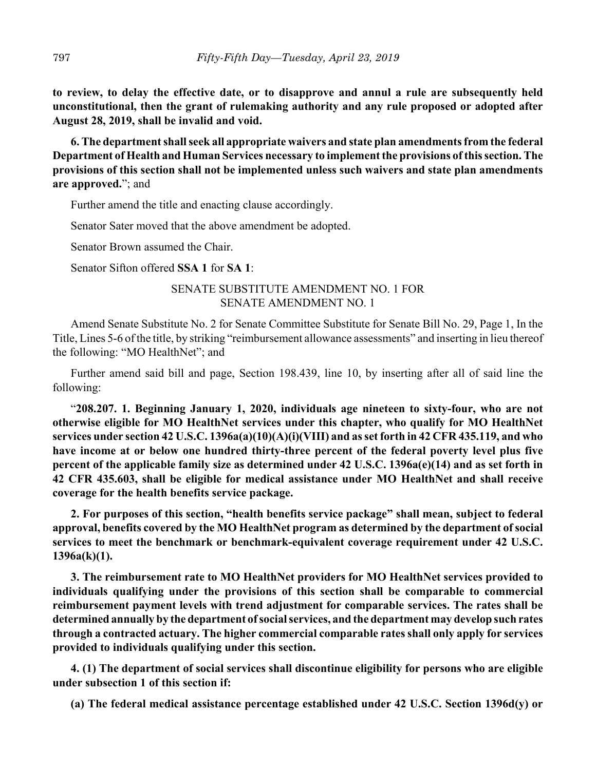**to review, to delay the effective date, or to disapprove and annul a rule are subsequently held unconstitutional, then the grant of rulemaking authority and any rule proposed or adopted after August 28, 2019, shall be invalid and void.**

**6. The department shall seek all appropriate waivers and state plan amendments from the federal Department of Health and Human Services necessary to implement the provisions of this section. The provisions of this section shall not be implemented unless such waivers and state plan amendments are approved.**"; and

Further amend the title and enacting clause accordingly.

Senator Sater moved that the above amendment be adopted.

Senator Brown assumed the Chair.

Senator Sifton offered **SSA 1** for **SA 1**:

SENATE SUBSTITUTE AMENDMENT NO. 1 FOR SENATE AMENDMENT NO. 1

Amend Senate Substitute No. 2 for Senate Committee Substitute for Senate Bill No. 29, Page 1, In the Title, Lines 5-6 of the title, by striking "reimbursement allowance assessments" and inserting in lieu thereof the following: "MO HealthNet"; and

Further amend said bill and page, Section 198.439, line 10, by inserting after all of said line the following:

"**208.207. 1. Beginning January 1, 2020, individuals age nineteen to sixty-four, who are not otherwise eligible for MO HealthNet services under this chapter, who qualify for MO HealthNet services under section 42 U.S.C. 1396a(a)(10)(A)(i)(VIII) and as set forth in 42 CFR 435.119, and who have income at or below one hundred thirty-three percent of the federal poverty level plus five percent of the applicable family size as determined under 42 U.S.C. 1396a(e)(14) and as set forth in 42 CFR 435.603, shall be eligible for medical assistance under MO HealthNet and shall receive coverage for the health benefits service package.**

**2. For purposes of this section, "health benefits service package" shall mean, subject to federal approval, benefits covered by the MO HealthNet program as determined by the department of social services to meet the benchmark or benchmark-equivalent coverage requirement under 42 U.S.C. 1396a(k)(1).**

**3. The reimbursement rate to MO HealthNet providers for MO HealthNet services provided to individuals qualifying under the provisions of this section shall be comparable to commercial reimbursement payment levels with trend adjustment for comparable services. The rates shall be determined annually by the department of social services, and the department may develop such rates through a contracted actuary. The higher commercial comparable rates shall only apply for services provided to individuals qualifying under this section.**

**4. (1) The department of social services shall discontinue eligibility for persons who are eligible under subsection 1 of this section if:**

**(a) The federal medical assistance percentage established under 42 U.S.C. Section 1396d(y) or**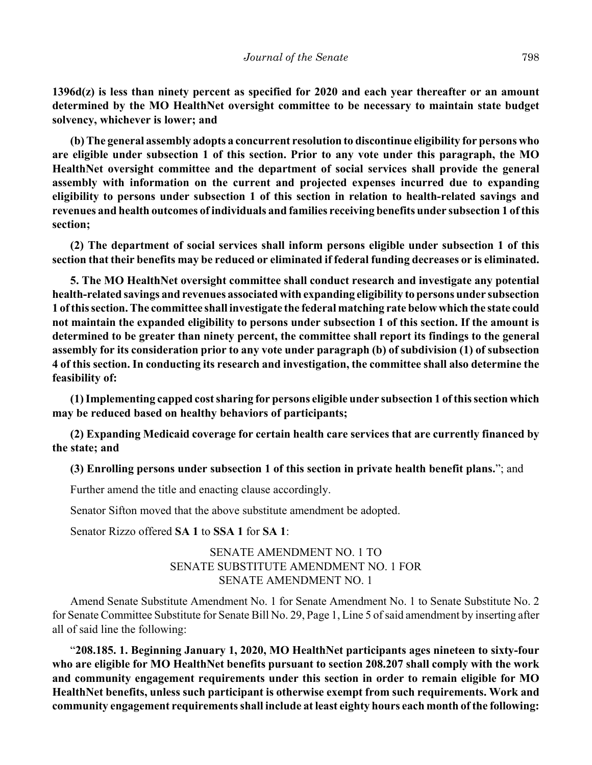**1396d(z) is less than ninety percent as specified for 2020 and each year thereafter or an amount determined by the MO HealthNet oversight committee to be necessary to maintain state budget solvency, whichever is lower; and**

**(b) The general assembly adopts a concurrent resolution to discontinue eligibility for persons who are eligible under subsection 1 of this section. Prior to any vote under this paragraph, the MO HealthNet oversight committee and the department of social services shall provide the general assembly with information on the current and projected expenses incurred due to expanding eligibility to persons under subsection 1 of this section in relation to health-related savings and revenues and health outcomes of individuals and families receiving benefits under subsection 1 of this section;**

**(2) The department of social services shall inform persons eligible under subsection 1 of this section that their benefits may be reduced or eliminated if federal funding decreases or is eliminated.**

**5. The MO HealthNet oversight committee shall conduct research and investigate any potential health-related savings and revenues associated with expanding eligibility to persons under subsection 1 of this section. The committee shall investigate the federal matching rate below which the state could not maintain the expanded eligibility to persons under subsection 1 of this section. If the amount is determined to be greater than ninety percent, the committee shall report its findings to the general assembly for its consideration prior to any vote under paragraph (b) of subdivision (1) of subsection 4 of this section. In conducting its research and investigation, the committee shall also determine the feasibility of:**

**(1) Implementing capped cost sharing for persons eligible under subsection 1 of this section which may be reduced based on healthy behaviors of participants;**

**(2) Expanding Medicaid coverage for certain health care services that are currently financed by the state; and**

**(3) Enrolling persons under subsection 1 of this section in private health benefit plans.**"; and

Further amend the title and enacting clause accordingly.

Senator Sifton moved that the above substitute amendment be adopted.

Senator Rizzo offered **SA 1** to **SSA 1** for **SA 1**:

SENATE AMENDMENT NO. 1 TO
SENATE SUBSTITUTE AMENDMENT NO. 1 FOR
SENATE AMENDMENT NO. 1

Amend Senate Substitute Amendment No. 1 for Senate Amendment No. 1 to Senate Substitute No. 2 for Senate Committee Substitute for Senate Bill No. 29, Page 1, Line 5 of said amendment by inserting after all of said line the following:

"**208.185. 1. Beginning January 1, 2020, MO HealthNet participants ages nineteen to sixty-four who are eligible for MO HealthNet benefits pursuant to section 208.207 shall comply with the work and community engagement requirements under this section in order to remain eligible for MO HealthNet benefits, unless such participant is otherwise exempt from such requirements. Work and community engagement requirements shall include at least eighty hours each month of the following:**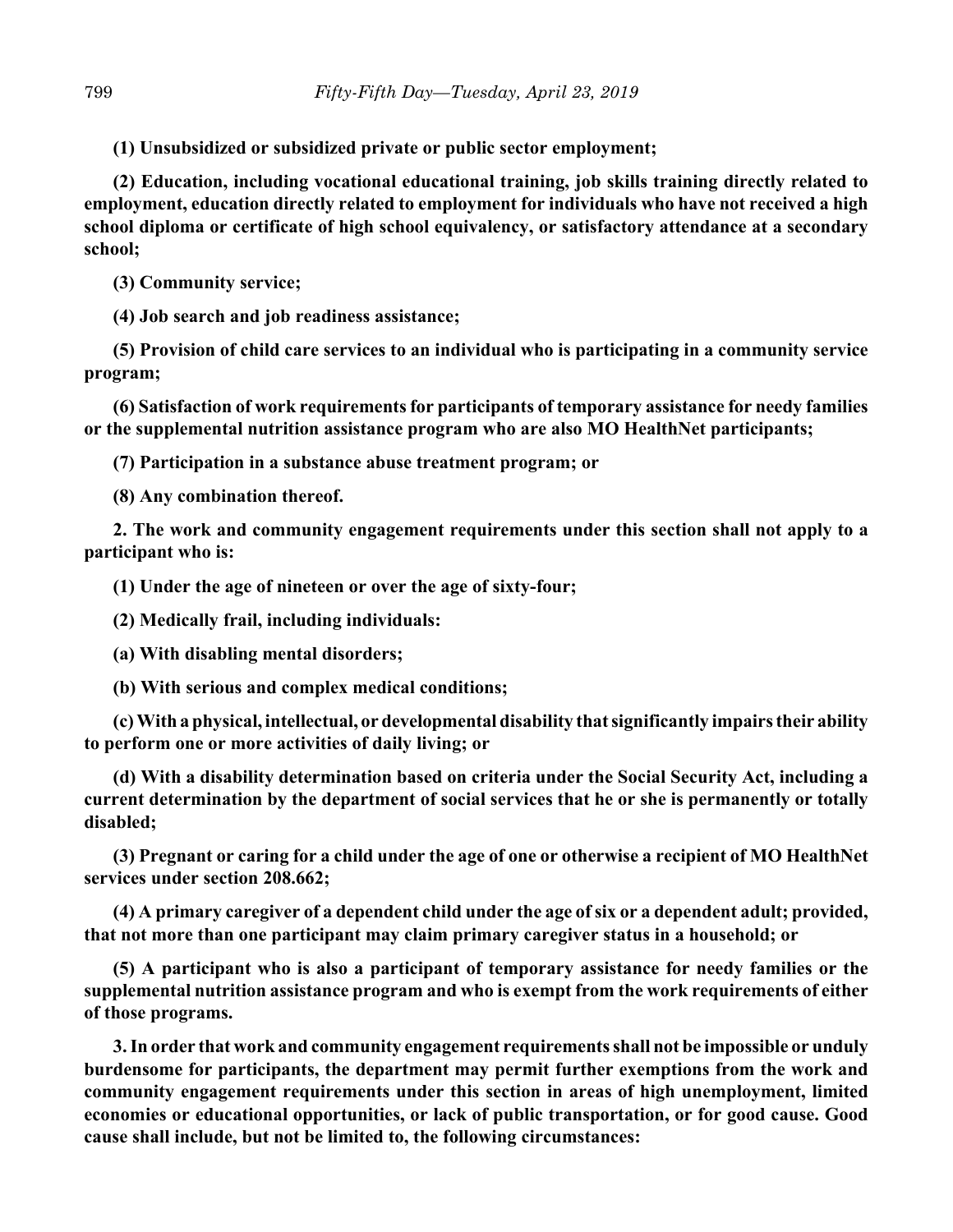**(1) Unsubsidized or subsidized private or public sector employment;**

**(2) Education, including vocational educational training, job skills training directly related to employment, education directly related to employment for individuals who have not received a high school diploma or certificate of high school equivalency, or satisfactory attendance at a secondary school;**

**(3) Community service;**

**(4) Job search and job readiness assistance;**

**(5) Provision of child care services to an individual who is participating in a community service program;**

**(6) Satisfaction of work requirements for participants of temporary assistance for needy families or the supplemental nutrition assistance program who are also MO HealthNet participants;**

**(7) Participation in a substance abuse treatment program; or**

**(8) Any combination thereof.**

**2. The work and community engagement requirements under this section shall not apply to a participant who is:**

**(1) Under the age of nineteen or over the age of sixty-four;**

**(2) Medically frail, including individuals:**

**(a) With disabling mental disorders;**

**(b) With serious and complex medical conditions;**

**(c) With a physical, intellectual, or developmental disability that significantly impairs their ability to perform one or more activities of daily living; or**

**(d) With a disability determination based on criteria under the Social Security Act, including a current determination by the department of social services that he or she is permanently or totally disabled;**

**(3) Pregnant or caring for a child under the age of one or otherwise a recipient of MO HealthNet services under section 208.662;**

**(4) A primary caregiver of a dependent child under the age of six or a dependent adult; provided, that not more than one participant may claim primary caregiver status in a household; or**

**(5) A participant who is also a participant of temporary assistance for needy families or the supplemental nutrition assistance program and who is exempt from the work requirements of either of those programs.**

**3. In order that work and community engagement requirements shall not be impossible or unduly burdensome for participants, the department may permit further exemptions from the work and community engagement requirements under this section in areas of high unemployment, limited economies or educational opportunities, or lack of public transportation, or for good cause. Good cause shall include, but not be limited to, the following circumstances:**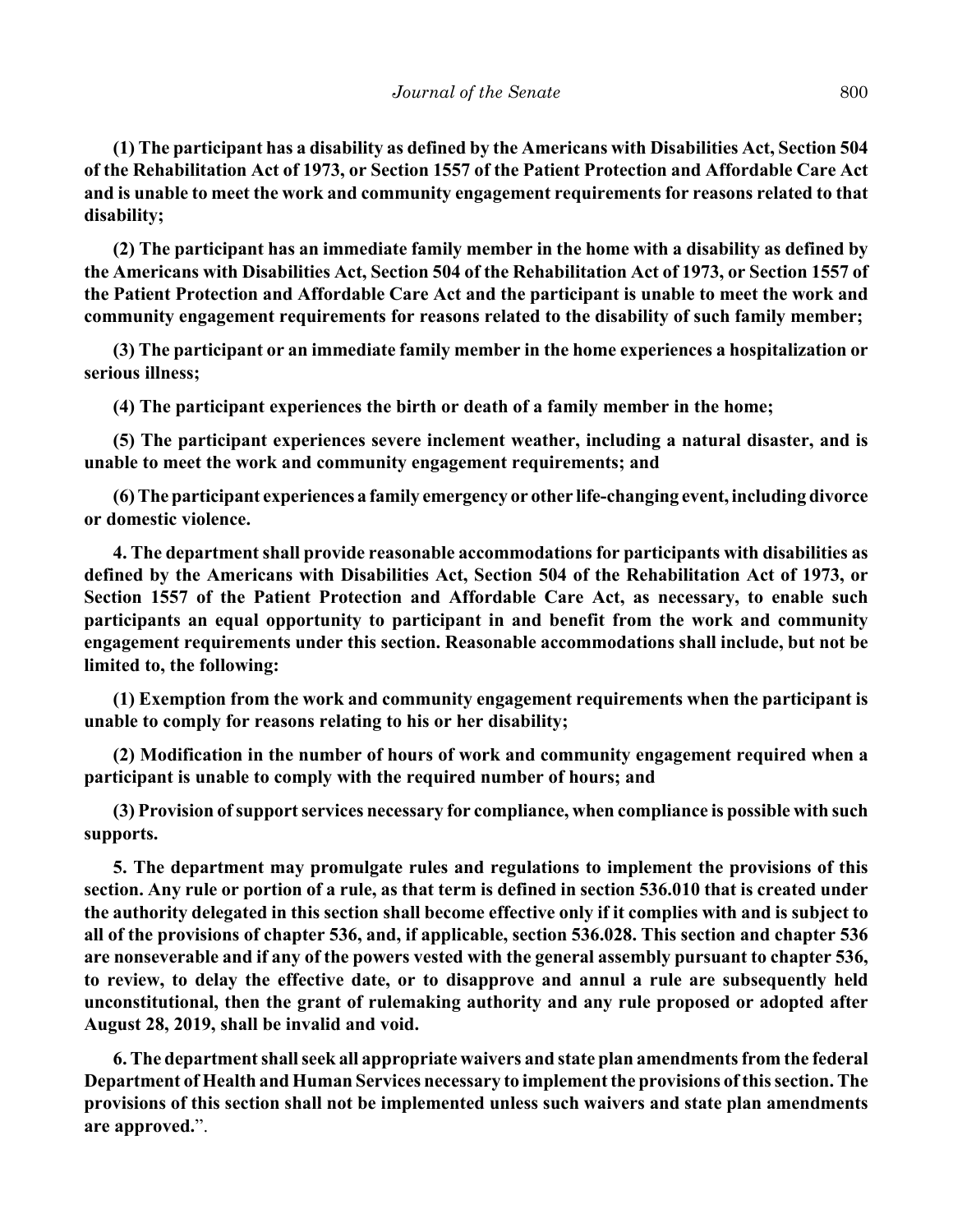**(1) The participant has a disability as defined by the Americans with Disabilities Act, Section 504 of the Rehabilitation Act of 1973, or Section 1557 of the Patient Protection and Affordable Care Act and is unable to meet the work and community engagement requirements for reasons related to that disability;**

**(2) The participant has an immediate family member in the home with a disability as defined by the Americans with Disabilities Act, Section 504 of the Rehabilitation Act of 1973, or Section 1557 of the Patient Protection and Affordable Care Act and the participant is unable to meet the work and community engagement requirements for reasons related to the disability of such family member;**

**(3) The participant or an immediate family member in the home experiences a hospitalization or serious illness;**

**(4) The participant experiences the birth or death of a family member in the home;**

**(5) The participant experiences severe inclement weather, including a natural disaster, and is unable to meet the work and community engagement requirements; and**

**(6) The participant experiences a family emergency or other life-changing event, including divorce or domestic violence.**

**4. The department shall provide reasonable accommodations for participants with disabilities as defined by the Americans with Disabilities Act, Section 504 of the Rehabilitation Act of 1973, or Section 1557 of the Patient Protection and Affordable Care Act, as necessary, to enable such participants an equal opportunity to participant in and benefit from the work and community engagement requirements under this section. Reasonable accommodations shall include, but not be limited to, the following:**

**(1) Exemption from the work and community engagement requirements when the participant is unable to comply for reasons relating to his or her disability;**

**(2) Modification in the number of hours of work and community engagement required when a participant is unable to comply with the required number of hours; and**

**(3) Provision of support services necessary for compliance, when compliance is possible with such supports.**

**5. The department may promulgate rules and regulations to implement the provisions of this section. Any rule or portion of a rule, as that term is defined in section 536.010 that is created under the authority delegated in this section shall become effective only if it complies with and is subject to all of the provisions of chapter 536, and, if applicable, section 536.028. This section and chapter 536 are nonseverable and if any of the powers vested with the general assembly pursuant to chapter 536, to review, to delay the effective date, or to disapprove and annul a rule are subsequently held unconstitutional, then the grant of rulemaking authority and any rule proposed or adopted after August 28, 2019, shall be invalid and void.**

**6. The department shall seek all appropriate waivers and state plan amendments from the federal Department of Health and Human Services necessary to implement the provisions of this section. The provisions of this section shall not be implemented unless such waivers and state plan amendments are approved.**".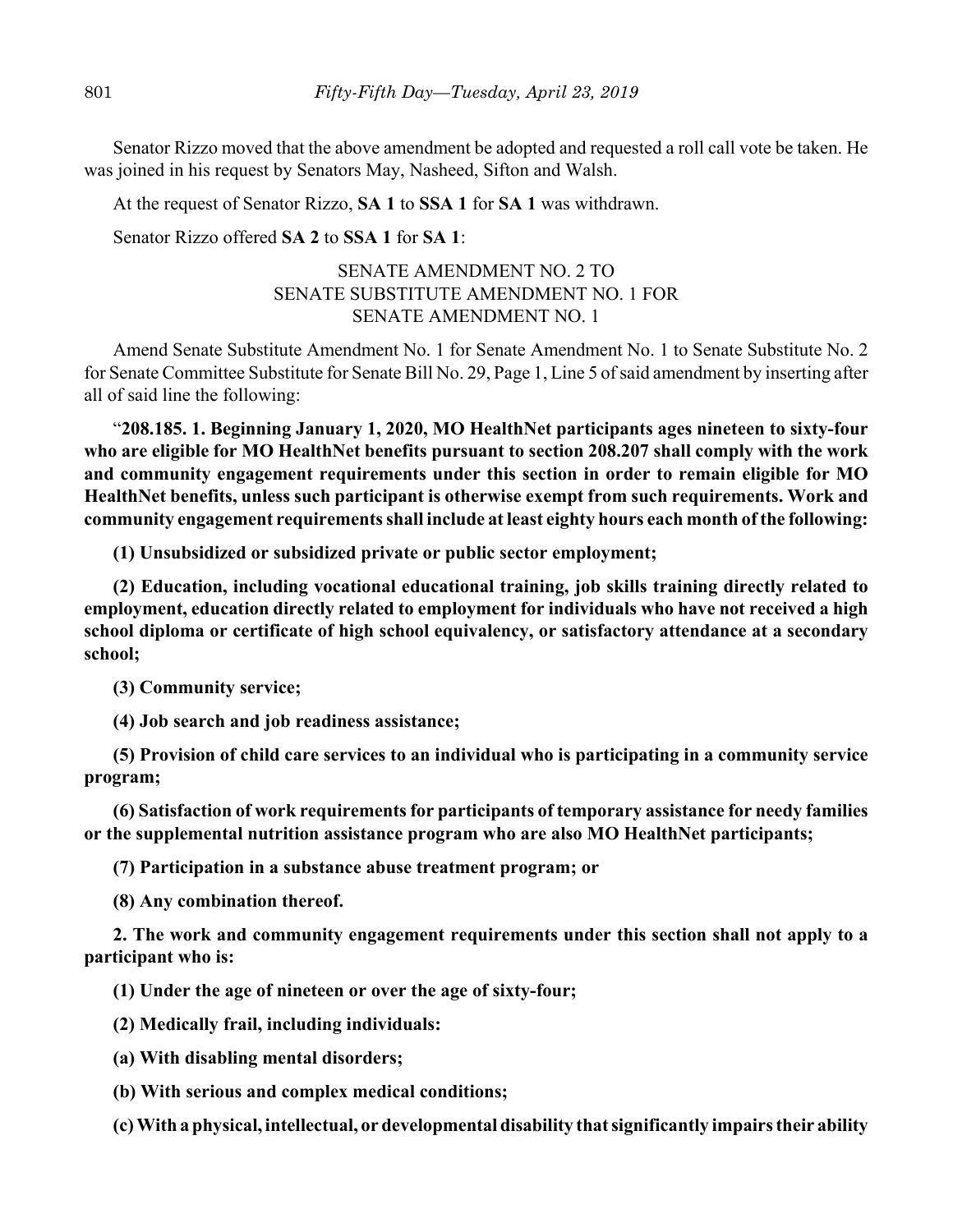Senator Rizzo moved that the above amendment be adopted and requested a roll call vote be taken. He was joined in his request by Senators May, Nasheed, Sifton and Walsh.

At the request of Senator Rizzo, **SA 1** to **SSA 1** for **SA 1** was withdrawn.

Senator Rizzo offered **SA 2** to **SSA 1** for **SA 1**:

SENATE AMENDMENT NO. 2 TO
SENATE SUBSTITUTE AMENDMENT NO. 1 FOR
SENATE AMENDMENT NO. 1

Amend Senate Substitute Amendment No. 1 for Senate Amendment No. 1 to Senate Substitute No. 2 for Senate Committee Substitute for Senate Bill No. 29, Page 1, Line 5 of said amendment by inserting after all of said line the following:

"**208.185. 1. Beginning January 1, 2020, MO HealthNet participants ages nineteen to sixty-four who are eligible for MO HealthNet benefits pursuant to section 208.207 shall comply with the work and community engagement requirements under this section in order to remain eligible for MO HealthNet benefits, unless such participant is otherwise exempt from such requirements. Work and community engagement requirements shall include at least eighty hours each month of the following:**

**(1) Unsubsidized or subsidized private or public sector employment;**

**(2) Education, including vocational educational training, job skills training directly related to employment, education directly related to employment for individuals who have not received a high school diploma or certificate of high school equivalency, or satisfactory attendance at a secondary school;**

**(3) Community service;**

**(4) Job search and job readiness assistance;**

**(5) Provision of child care services to an individual who is participating in a community service program;**

**(6) Satisfaction of work requirements for participants of temporary assistance for needy families or the supplemental nutrition assistance program who are also MO HealthNet participants;**

**(7) Participation in a substance abuse treatment program; or**

**(8) Any combination thereof.**

**2. The work and community engagement requirements under this section shall not apply to a participant who is:**

**(1) Under the age of nineteen or over the age of sixty-four;**

**(2) Medically frail, including individuals:**

**(a) With disabling mental disorders;**

**(b) With serious and complex medical conditions;**

**(c) With a physical, intellectual, or developmental disability that significantly impairs their ability**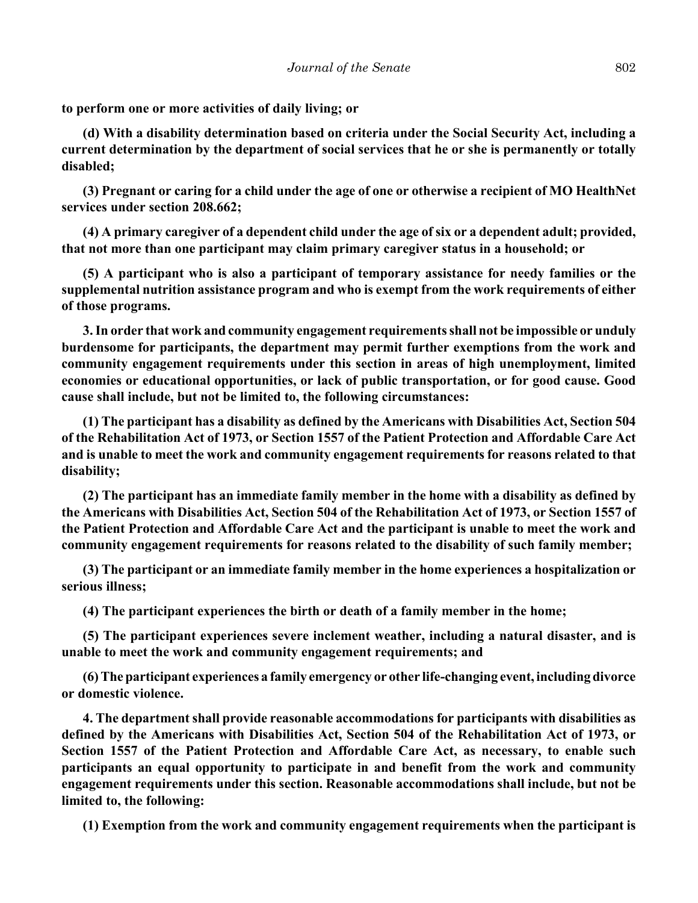**to perform one or more activities of daily living; or**

**(d) With a disability determination based on criteria under the Social Security Act, including a current determination by the department of social services that he or she is permanently or totally disabled;**

**(3) Pregnant or caring for a child under the age of one or otherwise a recipient of MO HealthNet services under section 208.662;**

**(4) A primary caregiver of a dependent child under the age of six or a dependent adult; provided, that not more than one participant may claim primary caregiver status in a household; or**

**(5) A participant who is also a participant of temporary assistance for needy families or the supplemental nutrition assistance program and who is exempt from the work requirements of either of those programs.**

**3. In order that work and community engagement requirements shall not be impossible or unduly burdensome for participants, the department may permit further exemptions from the work and community engagement requirements under this section in areas of high unemployment, limited economies or educational opportunities, or lack of public transportation, or for good cause. Good cause shall include, but not be limited to, the following circumstances:**

**(1) The participant has a disability as defined by the Americans with Disabilities Act, Section 504 of the Rehabilitation Act of 1973, or Section 1557 of the Patient Protection and Affordable Care Act and is unable to meet the work and community engagement requirements for reasons related to that disability;**

**(2) The participant has an immediate family member in the home with a disability as defined by the Americans with Disabilities Act, Section 504 of the Rehabilitation Act of 1973, or Section 1557 of the Patient Protection and Affordable Care Act and the participant is unable to meet the work and community engagement requirements for reasons related to the disability of such family member;**

**(3) The participant or an immediate family member in the home experiences a hospitalization or serious illness;**

**(4) The participant experiences the birth or death of a family member in the home;**

**(5) The participant experiences severe inclement weather, including a natural disaster, and is unable to meet the work and community engagement requirements; and**

**(6) The participant experiences a family emergency or other life-changing event, including divorce or domestic violence.**

**4. The department shall provide reasonable accommodations for participants with disabilities as defined by the Americans with Disabilities Act, Section 504 of the Rehabilitation Act of 1973, or Section 1557 of the Patient Protection and Affordable Care Act, as necessary, to enable such participants an equal opportunity to participate in and benefit from the work and community engagement requirements under this section. Reasonable accommodations shall include, but not be limited to, the following:**

**(1) Exemption from the work and community engagement requirements when the participant is**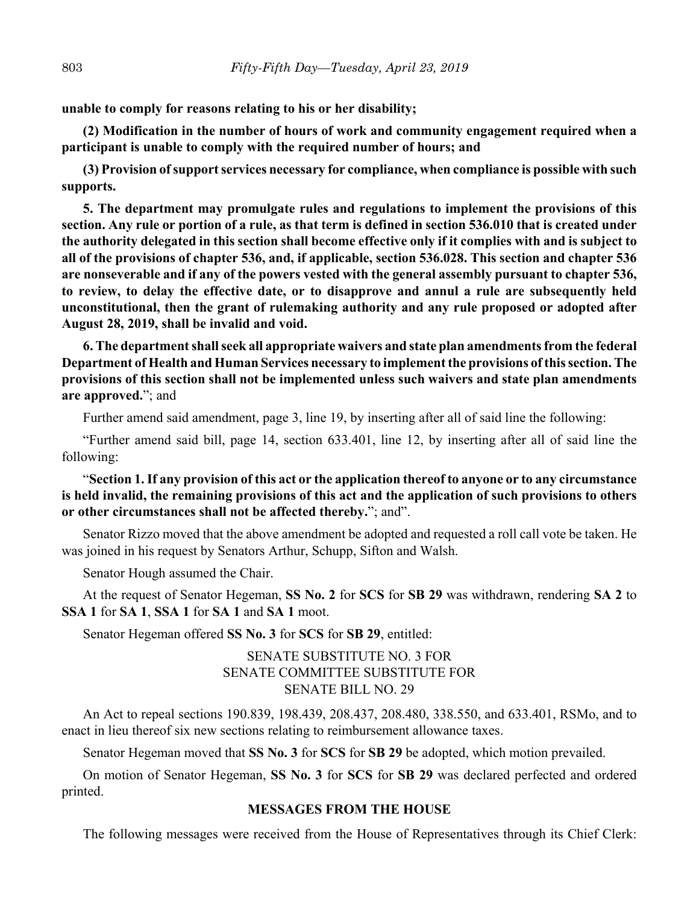**unable to comply for reasons relating to his or her disability;**

**(2) Modification in the number of hours of work and community engagement required when a participant is unable to comply with the required number of hours; and**

**(3) Provision of support services necessary for compliance, when compliance is possible with such supports.**

**5. The department may promulgate rules and regulations to implement the provisions of this section. Any rule or portion of a rule, as that term is defined in section 536.010 that is created under the authority delegated in this section shall become effective only if it complies with and is subject to all of the provisions of chapter 536, and, if applicable, section 536.028. This section and chapter 536 are nonseverable and if any of the powers vested with the general assembly pursuant to chapter 536, to review, to delay the effective date, or to disapprove and annul a rule are subsequently held unconstitutional, then the grant of rulemaking authority and any rule proposed or adopted after August 28, 2019, shall be invalid and void.**

**6. The department shall seek all appropriate waivers and state plan amendments from the federal Department of Health and Human Services necessary to implement the provisions of this section. The provisions of this section shall not be implemented unless such waivers and state plan amendments are approved.**"; and

Further amend said amendment, page 3, line 19, by inserting after all of said line the following:

"Further amend said bill, page 14, section 633.401, line 12, by inserting after all of said line the following:

"**Section 1. If any provision of this act or the application thereof to anyone or to any circumstance is held invalid, the remaining provisions of this act and the application of such provisions to others or other circumstances shall not be affected thereby.**"; and".

Senator Rizzo moved that the above amendment be adopted and requested a roll call vote be taken. He was joined in his request by Senators Arthur, Schupp, Sifton and Walsh.

Senator Hough assumed the Chair.

At the request of Senator Hegeman, **SS No. 2** for **SCS** for **SB 29** was withdrawn, rendering **SA 2** to **SSA 1** for **SA 1**, **SSA 1** for **SA 1** and **SA 1** moot.

Senator Hegeman offered **SS No. 3** for **SCS** for **SB 29**, entitled:

SENATE SUBSTITUTE NO. 3 FOR
SENATE COMMITTEE SUBSTITUTE FOR
SENATE BILL NO. 29

An Act to repeal sections 190.839, 198.439, 208.437, 208.480, 338.550, and 633.401, RSMo, and to enact in lieu thereof six new sections relating to reimbursement allowance taxes.

Senator Hegeman moved that **SS No. 3** for **SCS** for **SB 29** be adopted, which motion prevailed.

On motion of Senator Hegeman, **SS No. 3** for **SCS** for **SB 29** was declared perfected and ordered printed.

## MESSAGES FROM THE HOUSE

The following messages were received from the House of Representatives through its Chief Clerk: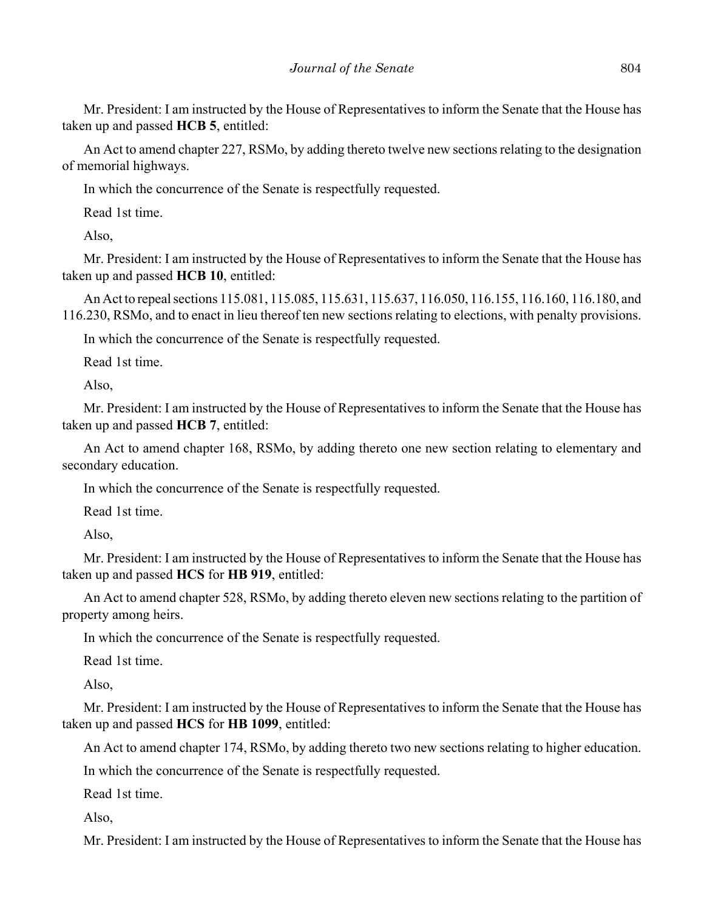Mr. President: I am instructed by the House of Representatives to inform the Senate that the House has taken up and passed **HCB 5**, entitled:

An Act to amend chapter 227, RSMo, by adding thereto twelve new sections relating to the designation of memorial highways.

In which the concurrence of the Senate is respectfully requested.

Read 1st time.

Also,

Mr. President: I am instructed by the House of Representatives to inform the Senate that the House has taken up and passed **HCB 10**, entitled:

An Act to repeal sections 115.081, 115.085, 115.631, 115.637, 116.050, 116.155, 116.160, 116.180, and 116.230, RSMo, and to enact in lieu thereof ten new sections relating to elections, with penalty provisions.

In which the concurrence of the Senate is respectfully requested.

Read 1st time.

Also,

Mr. President: I am instructed by the House of Representatives to inform the Senate that the House has taken up and passed **HCB 7**, entitled:

An Act to amend chapter 168, RSMo, by adding thereto one new section relating to elementary and secondary education.

In which the concurrence of the Senate is respectfully requested.

Read 1st time.

Also,

Mr. President: I am instructed by the House of Representatives to inform the Senate that the House has taken up and passed **HCS** for **HB 919**, entitled:

An Act to amend chapter 528, RSMo, by adding thereto eleven new sections relating to the partition of property among heirs.

In which the concurrence of the Senate is respectfully requested.

Read 1st time.

Also,

Mr. President: I am instructed by the House of Representatives to inform the Senate that the House has taken up and passed **HCS** for **HB 1099**, entitled:

An Act to amend chapter 174, RSMo, by adding thereto two new sections relating to higher education.

In which the concurrence of the Senate is respectfully requested.

Read 1st time.

Also,

Mr. President: I am instructed by the House of Representatives to inform the Senate that the House has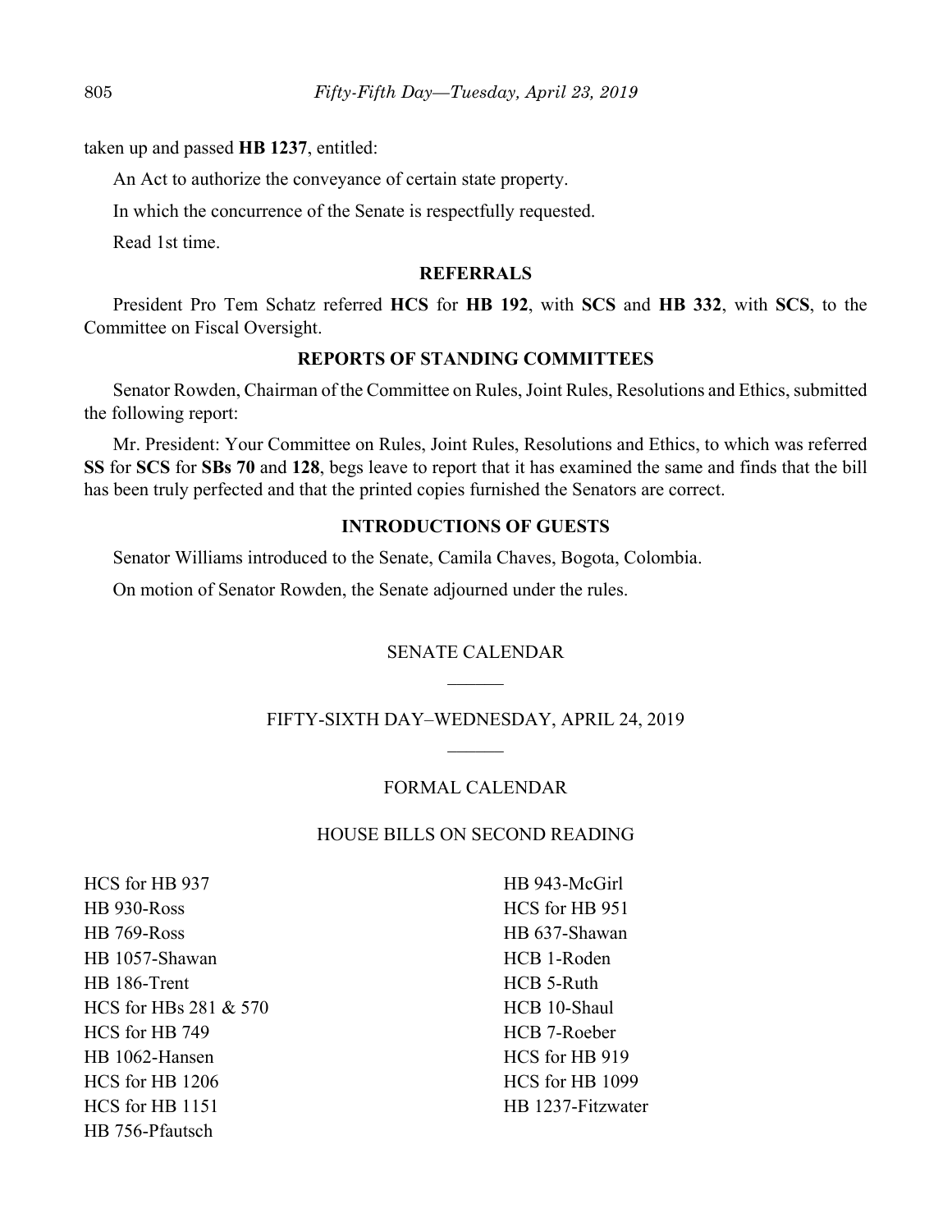taken up and passed **HB 1237**, entitled:

An Act to authorize the conveyance of certain state property.

In which the concurrence of the Senate is respectfully requested.

Read 1st time.

## REFERRALS

President Pro Tem Schatz referred **HCS** for **HB 192**, with **SCS** and **HB 332**, with **SCS**, to the Committee on Fiscal Oversight.

## REPORTS OF STANDING COMMITTEES

Senator Rowden, Chairman of the Committee on Rules, Joint Rules, Resolutions and Ethics, submitted the following report:

Mr. President: Your Committee on Rules, Joint Rules, Resolutions and Ethics, to which was referred **SS** for **SCS** for **SBs 70** and **128**, begs leave to report that it has examined the same and finds that the bill has been truly perfected and that the printed copies furnished the Senators are correct.

## INTRODUCTIONS OF GUESTS

Senator Williams introduced to the Senate, Camila Chaves, Bogota, Colombia.

On motion of Senator Rowden, the Senate adjourned under the rules.

## SENATE CALENDAR

## FIFTY-SIXTH DAY–WEDNESDAY, APRIL 24, 2019

## FORMAL CALENDAR

## HOUSE BILLS ON SECOND READING

HCS for HB 937
HB 930-Ross
HB 769-Ross
HB 1057-Shawan
HB 186-Trent
HCS for HBs 281 & 570
HCS for HB 749
HB 1062-Hansen
HCS for HB 1206
HCS for HB 1151
HB 756-Pfautsch
HB 943-McGirl
HCS for HB 951
HB 637-Shawan
HCB 1-Roden
HCB 5-Ruth
HCB 10-Shaul
HCB 7-Roeber
HCS for HB 919
HCS for HB 1099
HB 1237-Fitzwater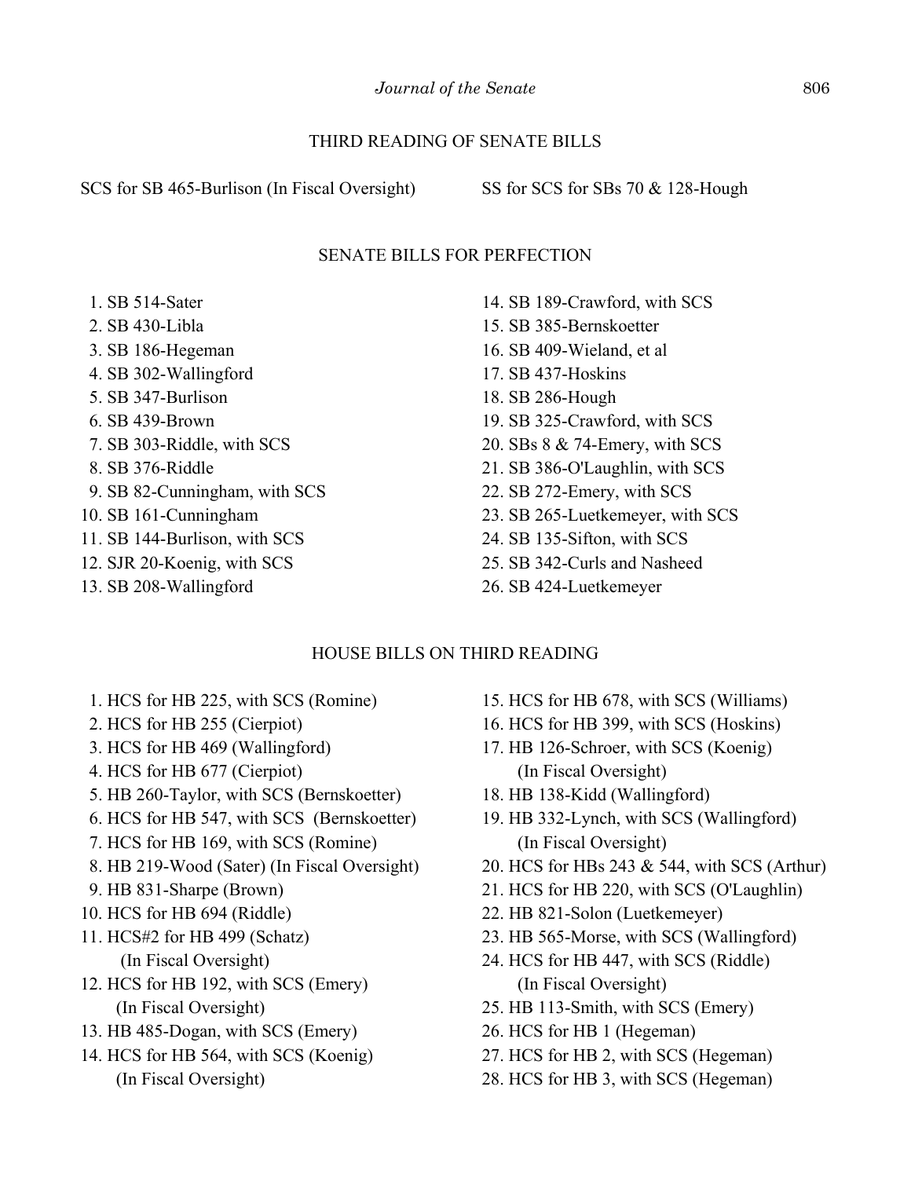## THIRD READING OF SENATE BILLS

SCS for SB 465-Burlison (In Fiscal Oversight)

SS for SCS for SBs 70 & 128-Hough

## SENATE BILLS FOR PERFECTION

1. SB 514-Sater
2. SB 430-Libla
3. SB 186-Hegeman
4. SB 302-Wallingford
5. SB 347-Burlison
6. SB 439-Brown
7. SB 303-Riddle, with SCS
8. SB 376-Riddle
9. SB 82-Cunningham, with SCS
10. SB 161-Cunningham
11. SB 144-Burlison, with SCS
12. SJR 20-Koenig, with SCS
13. SB 208-Wallingford
14. SB 189-Crawford, with SCS
15. SB 385-Bernskoetter
16. SB 409-Wieland, et al
17. SB 437-Hoskins
18. SB 286-Hough
19. SB 325-Crawford, with SCS
20. SBs 8 & 74-Emery, with SCS
21. SB 386-O'Laughlin, with SCS
22. SB 272-Emery, with SCS
23. SB 265-Luetkemeyer, with SCS
24. SB 135-Sifton, with SCS
25. SB 342-Curls and Nasheed
26. SB 424-Luetkemeyer

## HOUSE BILLS ON THIRD READING

1. HCS for HB 225, with SCS (Romine)
2. HCS for HB 255 (Cierpiot)
3. HCS for HB 469 (Wallingford)
4. HCS for HB 677 (Cierpiot)
5. HB 260-Taylor, with SCS (Bernskoetter)
6. HCS for HB 547, with SCS (Bernskoetter)
7. HCS for HB 169, with SCS (Romine)
8. HB 219-Wood (Sater) (In Fiscal Oversight)
9. HB 831-Sharpe (Brown)
10. HCS for HB 694 (Riddle)
11. HCS#2 for HB 499 (Schatz) (In Fiscal Oversight)
12. HCS for HB 192, with SCS (Emery) (In Fiscal Oversight)
13. HB 485-Dogan, with SCS (Emery)
14. HCS for HB 564, with SCS (Koenig) (In Fiscal Oversight)
15. HCS for HB 678, with SCS (Williams)
16. HCS for HB 399, with SCS (Hoskins)
17. HB 126-Schroer, with SCS (Koenig) (In Fiscal Oversight)
18. HB 138-Kidd (Wallingford)
19. HB 332-Lynch, with SCS (Wallingford) (In Fiscal Oversight)
20. HCS for HBs 243 & 544, with SCS (Arthur)
21. HCS for HB 220, with SCS (O'Laughlin)
22. HB 821-Solon (Luetkemeyer)
23. HB 565-Morse, with SCS (Wallingford)
24. HCS for HB 447, with SCS (Riddle) (In Fiscal Oversight)
25. HB 113-Smith, with SCS (Emery)
26. HCS for HB 1 (Hegeman)
27. HCS for HB 2, with SCS (Hegeman)
28. HCS for HB 3, with SCS (Hegeman)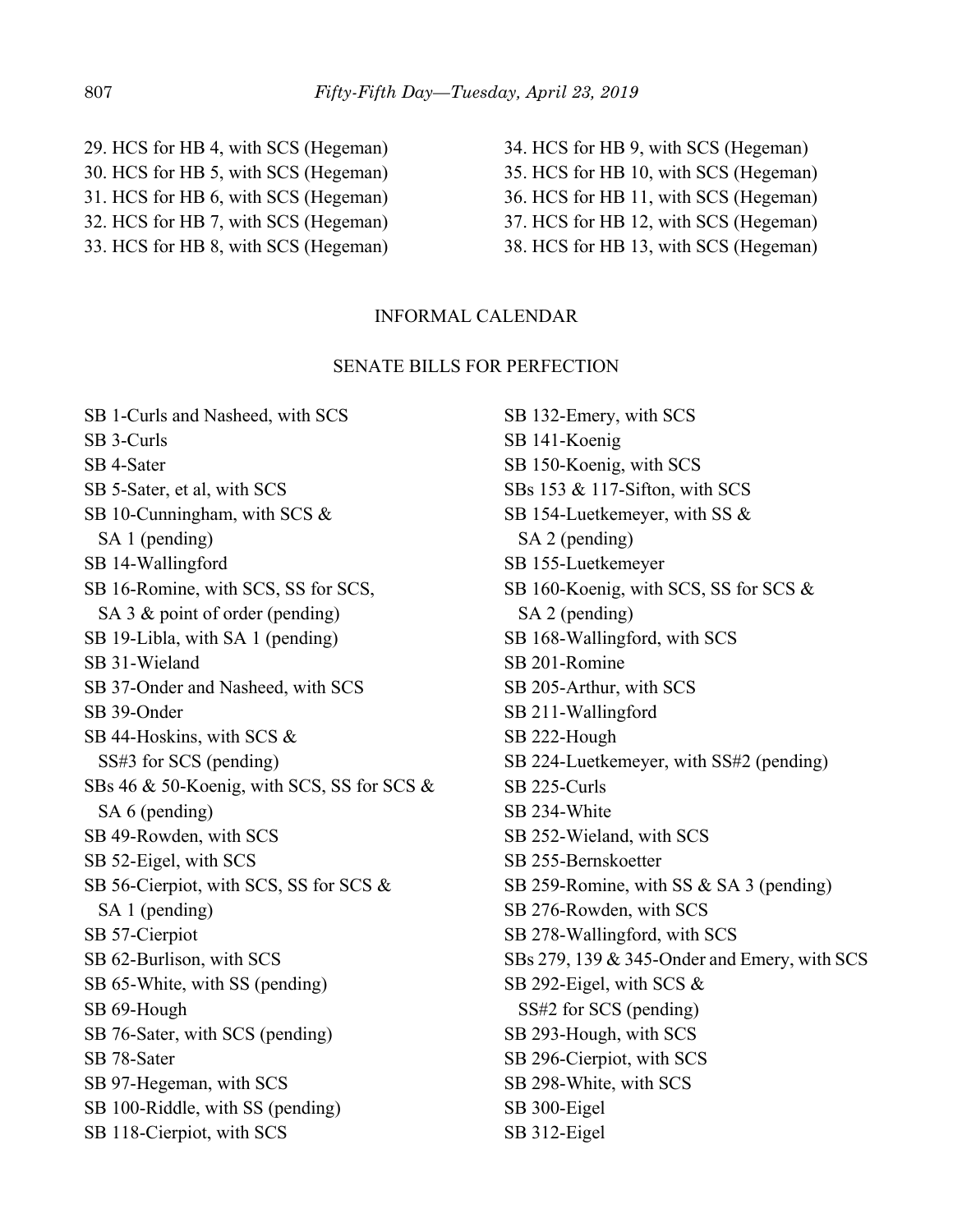29. HCS for HB 4, with SCS (Hegeman)
30. HCS for HB 5, with SCS (Hegeman)
31. HCS for HB 6, with SCS (Hegeman)
32. HCS for HB 7, with SCS (Hegeman)
33. HCS for HB 8, with SCS (Hegeman)
34. HCS for HB 9, with SCS (Hegeman)
35. HCS for HB 10, with SCS (Hegeman)
36. HCS for HB 11, with SCS (Hegeman)
37. HCS for HB 12, with SCS (Hegeman)
38. HCS for HB 13, with SCS (Hegeman)

## INFORMAL CALENDAR

### SENATE BILLS FOR PERFECTION

SB 1-Curls and Nasheed, with SCS
SB 3-Curls
SB 4-Sater
SB 5-Sater, et al, with SCS
SB 10-Cunningham, with SCS & SA 1 (pending)
SB 14-Wallingford
SB 16-Romine, with SCS, SS for SCS, SA 3 & point of order (pending)
SB 19-Libla, with SA 1 (pending)
SB 31-Wieland
SB 37-Onder and Nasheed, with SCS
SB 39-Onder
SB 44-Hoskins, with SCS & SS#3 for SCS (pending)
SBs 46 & 50-Koenig, with SCS, SS for SCS & SA 6 (pending)
SB 49-Rowden, with SCS
SB 52-Eigel, with SCS
SB 56-Cierpiot, with SCS, SS for SCS & SA 1 (pending)
SB 57-Cierpiot
SB 62-Burlison, with SCS
SB 65-White, with SS (pending)
SB 69-Hough
SB 76-Sater, with SCS (pending)
SB 78-Sater
SB 97-Hegeman, with SCS
SB 100-Riddle, with SS (pending)
SB 118-Cierpiot, with SCS
SB 132-Emery, with SCS
SB 141-Koenig
SB 150-Koenig, with SCS
SBs 153 & 117-Sifton, with SCS
SB 154-Luetkemeyer, with SS & SA 2 (pending)
SB 155-Luetkemeyer
SB 160-Koenig, with SCS, SS for SCS & SA 2 (pending)
SB 168-Wallingford, with SCS
SB 201-Romine
SB 205-Arthur, with SCS
SB 211-Wallingford
SB 222-Hough
SB 224-Luetkemeyer, with SS#2 (pending)
SB 225-Curls
SB 234-White
SB 252-Wieland, with SCS
SB 255-Bernskoetter
SB 259-Romine, with SS & SA 3 (pending)
SB 276-Rowden, with SCS
SB 278-Wallingford, with SCS
SBs 279, 139 & 345-Onder and Emery, with SCS
SB 292-Eigel, with SCS & SS#2 for SCS (pending)
SB 293-Hough, with SCS
SB 296-Cierpiot, with SCS
SB 298-White, with SCS
SB 300-Eigel
SB 312-Eigel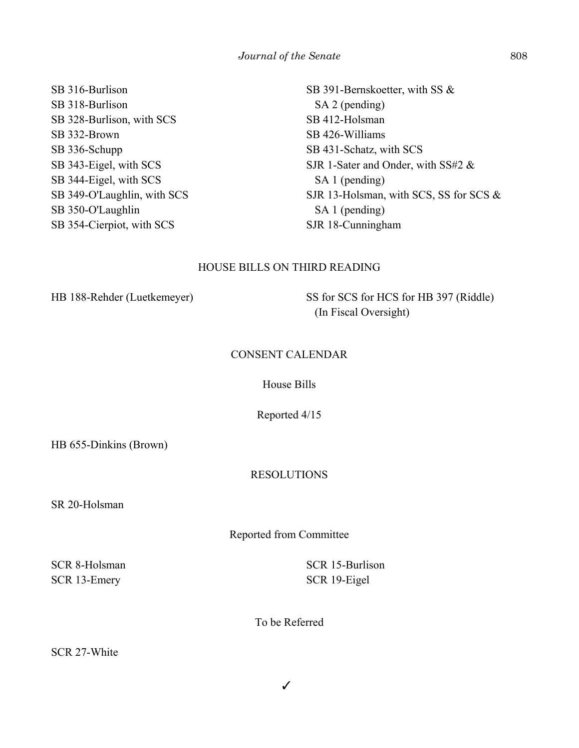SB 316-Burlison
SB 318-Burlison
SB 328-Burlison, with SCS
SB 332-Brown
SB 336-Schupp
SB 343-Eigel, with SCS
SB 344-Eigel, with SCS
SB 349-O'Laughlin, with SCS
SB 350-O'Laughlin
SB 354-Cierpiot, with SCS
SB 391-Bernskoetter, with SS & SA 2 (pending)
SB 412-Holsman
SB 426-Williams
SB 431-Schatz, with SCS
SJR 1-Sater and Onder, with SS#2 & SA 1 (pending)
SJR 13-Holsman, with SCS, SS for SCS & SA 1 (pending)
SJR 18-Cunningham

HOUSE BILLS ON THIRD READING

HB 188-Rehder (Luetkemeyer)
SS for SCS for HCS for HB 397 (Riddle) (In Fiscal Oversight)

CONSENT CALENDAR

House Bills

Reported 4/15

HB 655-Dinkins (Brown)

RESOLUTIONS

SR 20-Holsman

Reported from Committee

SCR 8-Holsman
SCR 13-Emery
SCR 15-Burlison
SCR 19-Eigel

To be Referred

SCR 27-White

✓